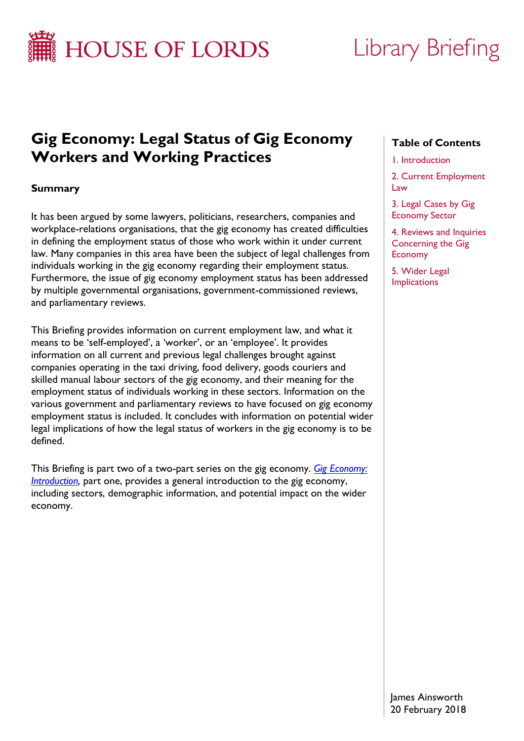HOUSE OF LORDS

Library Briefing

# Gig Economy: Legal Status of Gig Economy Workers and Working Practices

## Summary

It has been argued by some lawyers, politicians, researchers, companies and workplace-relations organisations, that the gig economy has created difficulties in defining the employment status of those who work within it under current law. Many companies in this area have been the subject of legal challenges from individuals working in the gig economy regarding their employment status. Furthermore, the issue of gig economy employment status has been addressed by multiple governmental organisations, government-commissioned reviews, and parliamentary reviews.

This Briefing provides information on current employment law, and what it means to be 'self-employed', a 'worker', or an 'employee'. It provides information on all current and previous legal challenges brought against companies operating in the taxi driving, food delivery, goods couriers and skilled manual labour sectors of the gig economy, and their meaning for the employment status of individuals working in these sectors. Information on the various government and parliamentary reviews to have focused on gig economy employment status is included. It concludes with information on potential wider legal implications of how the legal status of workers in the gig economy is to be defined.

This Briefing is part two of a two-part series on the gig economy. *Gig Economy: Introduction*, part one, provides a general introduction to the gig economy, including sectors, demographic information, and potential impact on the wider economy.

**Table of Contents**

1. Introduction
2. Current Employment Law
3. Legal Cases by Gig Economy Sector
4. Reviews and Inquiries Concerning the Gig Economy
5. Wider Legal Implications

James Ainsworth
20 February 2018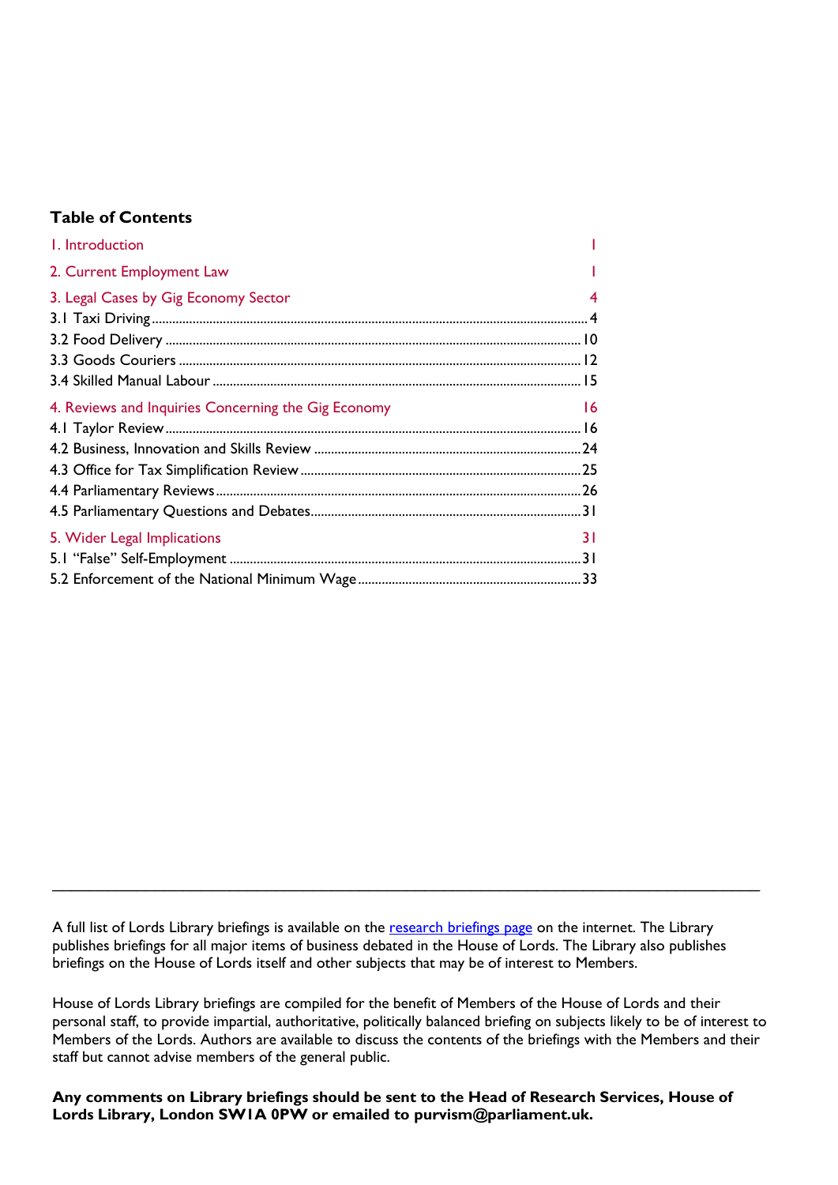## Table of Contents

1. Introduction ..... 1

2. Current Employment Law ..... 1

3. Legal Cases by Gig Economy Sector ..... 4

3.1 Taxi Driving ..... 4

3.2 Food Delivery ..... 10

3.3 Goods Couriers ..... 12

3.4 Skilled Manual Labour ..... 15

4. Reviews and Inquiries Concerning the Gig Economy ..... 16

4.1 Taylor Review ..... 16

4.2 Business, Innovation and Skills Review ..... 24

4.3 Office for Tax Simplification Review ..... 25

4.4 Parliamentary Reviews ..... 26

4.5 Parliamentary Questions and Debates ..... 31

5. Wider Legal Implications ..... 31

5.1 "False" Self-Employment ..... 31

5.2 Enforcement of the National Minimum Wage ..... 33

---

A full list of Lords Library briefings is available on the research briefings page on the internet. The Library publishes briefings for all major items of business debated in the House of Lords. The Library also publishes briefings on the House of Lords itself and other subjects that may be of interest to Members.

House of Lords Library briefings are compiled for the benefit of Members of the House of Lords and their personal staff, to provide impartial, authoritative, politically balanced briefing on subjects likely to be of interest to Members of the Lords. Authors are available to discuss the contents of the briefings with the Members and their staff but cannot advise members of the general public.

**Any comments on Library briefings should be sent to the Head of Research Services, House of Lords Library, London SW1A 0PW or emailed to purvism@parliament.uk.**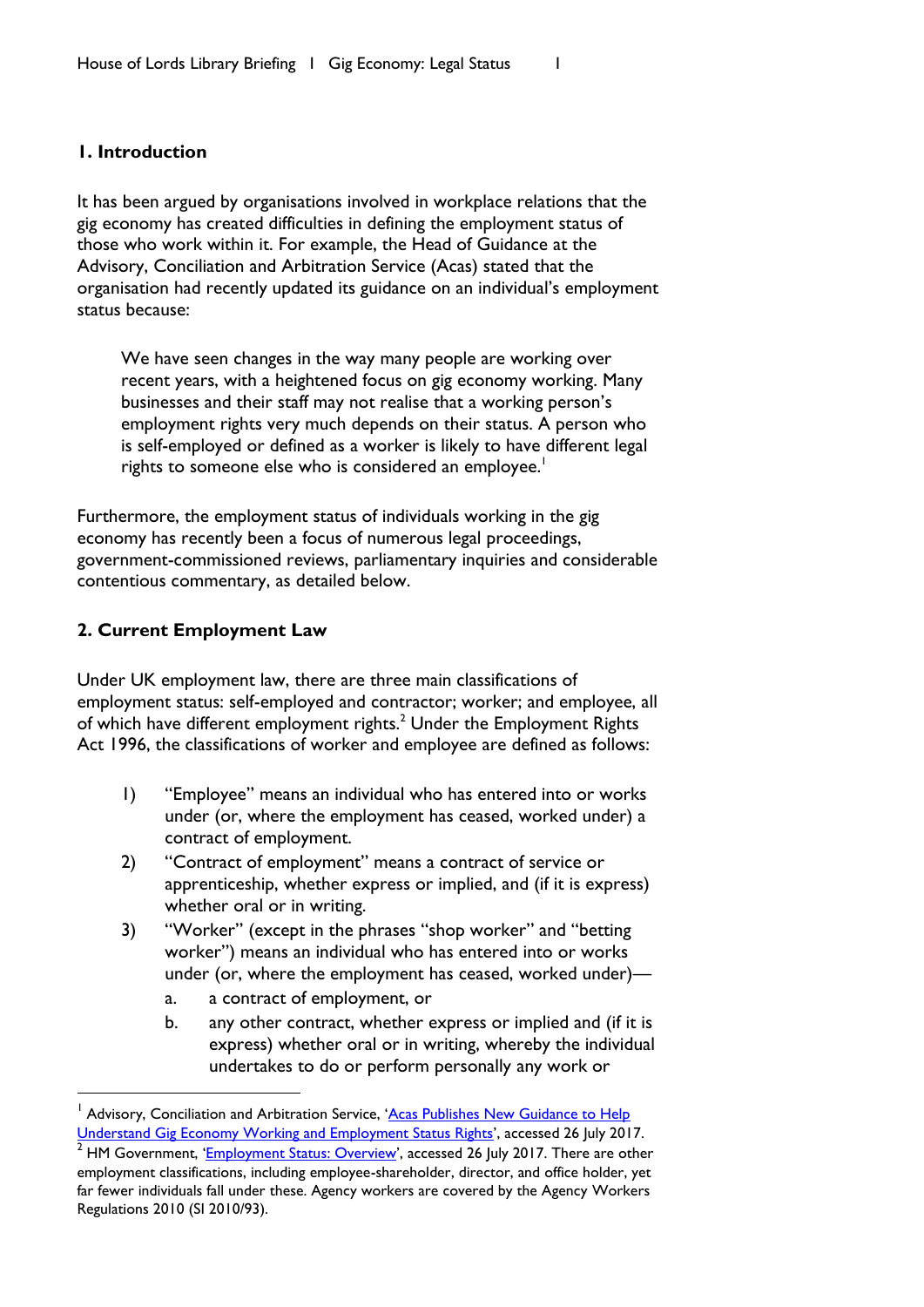## 1. Introduction

It has been argued by organisations involved in workplace relations that the gig economy has created difficulties in defining the employment status of those who work within it. For example, the Head of Guidance at the Advisory, Conciliation and Arbitration Service (Acas) stated that the organisation had recently updated its guidance on an individual's employment status because:

> We have seen changes in the way many people are working over recent years, with a heightened focus on gig economy working. Many businesses and their staff may not realise that a working person's employment rights very much depends on their status. A person who is self-employed or defined as a worker is likely to have different legal rights to someone else who is considered an employee.[1]

Furthermore, the employment status of individuals working in the gig economy has recently been a focus of numerous legal proceedings, government-commissioned reviews, parliamentary inquiries and considerable contentious commentary, as detailed below.

## 2. Current Employment Law

Under UK employment law, there are three main classifications of employment status: self-employed and contractor; worker; and employee, all of which have different employment rights.[2] Under the Employment Rights Act 1996, the classifications of worker and employee are defined as follows:

1) "Employee" means an individual who has entered into or works under (or, where the employment has ceased, worked under) a contract of employment.
2) "Contract of employment" means a contract of service or apprenticeship, whether express or implied, and (if it is express) whether oral or in writing.
3) "Worker" (except in the phrases "shop worker" and "betting worker") means an individual who has entered into or works under (or, where the employment has ceased, worked under)—
    a. a contract of employment, or
    b. any other contract, whether express or implied and (if it is express) whether oral or in writing, whereby the individual undertakes to do or perform personally any work or

---

[1] Advisory, Conciliation and Arbitration Service, 'Acas Publishes New Guidance to Help Understand Gig Economy Working and Employment Status Rights', accessed 26 July 2017.

[2] HM Government, 'Employment Status: Overview', accessed 26 July 2017. There are other employment classifications, including employee-shareholder, director, and office holder, yet far fewer individuals fall under these. Agency workers are covered by the Agency Workers Regulations 2010 (SI 2010/93).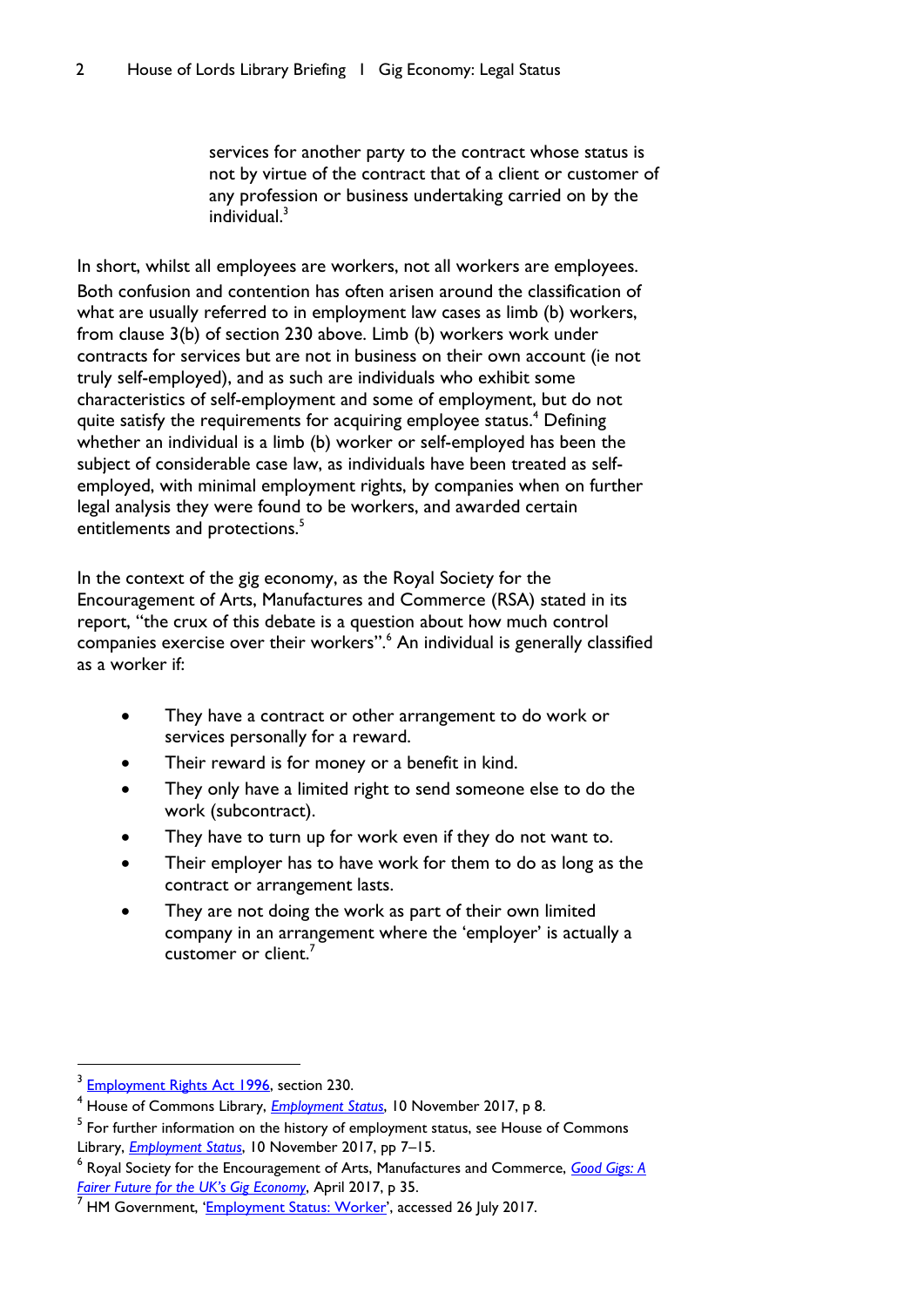> services for another party to the contract whose status is not by virtue of the contract that of a client or customer of any profession or business undertaking carried on by the individual.[3]

In short, whilst all employees are workers, not all workers are employees. Both confusion and contention has often arisen around the classification of what are usually referred to in employment law cases as limb (b) workers, from clause 3(b) of section 230 above. Limb (b) workers work under contracts for services but are not in business on their own account (ie not truly self-employed), and as such are individuals who exhibit some characteristics of self-employment and some of employment, but do not quite satisfy the requirements for acquiring employee status.[4] Defining whether an individual is a limb (b) worker or self-employed has been the subject of considerable case law, as individuals have been treated as self-employed, with minimal employment rights, by companies when on further legal analysis they were found to be workers, and awarded certain entitlements and protections.[5]

In the context of the gig economy, as the Royal Society for the Encouragement of Arts, Manufactures and Commerce (RSA) stated in its report, "the crux of this debate is a question about how much control companies exercise over their workers".[6] An individual is generally classified as a worker if:

- They have a contract or other arrangement to do work or services personally for a reward.
- Their reward is for money or a benefit in kind.
- They only have a limited right to send someone else to do the work (subcontract).
- They have to turn up for work even if they do not want to.
- Their employer has to have work for them to do as long as the contract or arrangement lasts.
- They are not doing the work as part of their own limited company in an arrangement where the 'employer' is actually a customer or client.[7]

---

[3] Employment Rights Act 1996, section 230.

[4] House of Commons Library, *Employment Status*, 10 November 2017, p 8.

[5] For further information on the history of employment status, see House of Commons Library, *Employment Status*, 10 November 2017, pp 7–15.

[6] Royal Society for the Encouragement of Arts, Manufactures and Commerce, *Good Gigs: A Fairer Future for the UK's Gig Economy*, April 2017, p 35.

[7] HM Government, 'Employment Status: Worker', accessed 26 July 2017.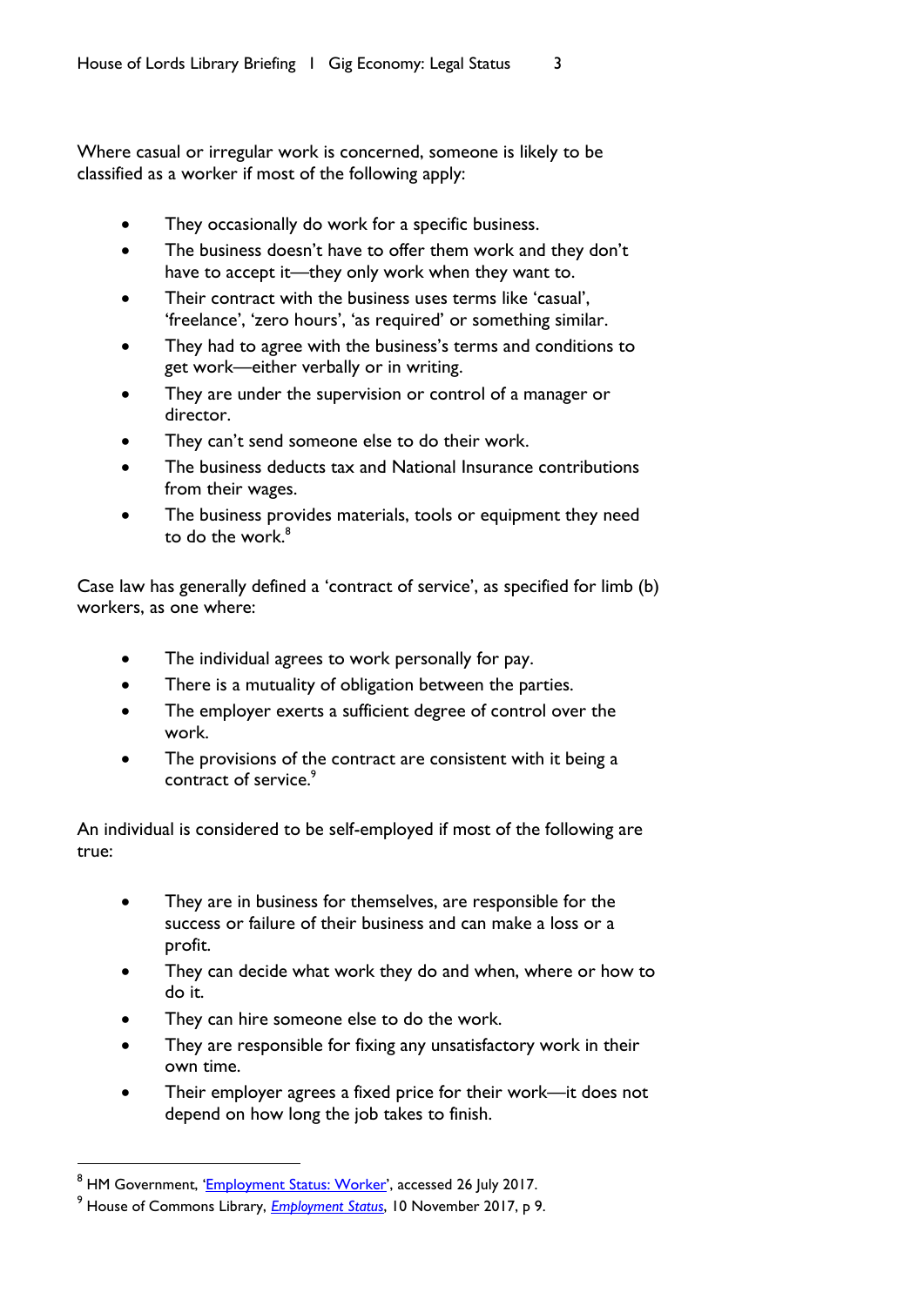Where casual or irregular work is concerned, someone is likely to be classified as a worker if most of the following apply:

- They occasionally do work for a specific business.
- The business doesn't have to offer them work and they don't have to accept it—they only work when they want to.
- Their contract with the business uses terms like 'casual', 'freelance', 'zero hours', 'as required' or something similar.
- They had to agree with the business's terms and conditions to get work—either verbally or in writing.
- They are under the supervision or control of a manager or director.
- They can't send someone else to do their work.
- The business deducts tax and National Insurance contributions from their wages.
- The business provides materials, tools or equipment they need to do the work.[8]

Case law has generally defined a 'contract of service', as specified for limb (b) workers, as one where:

- The individual agrees to work personally for pay.
- There is a mutuality of obligation between the parties.
- The employer exerts a sufficient degree of control over the work.
- The provisions of the contract are consistent with it being a contract of service.[9]

An individual is considered to be self-employed if most of the following are true:

- They are in business for themselves, are responsible for the success or failure of their business and can make a loss or a profit.
- They can decide what work they do and when, where or how to do it.
- They can hire someone else to do the work.
- They are responsible for fixing any unsatisfactory work in their own time.
- Their employer agrees a fixed price for their work—it does not depend on how long the job takes to finish.

---

[8] HM Government, 'Employment Status: Worker', accessed 26 July 2017.

[9] House of Commons Library, *Employment Status*, 10 November 2017, p 9.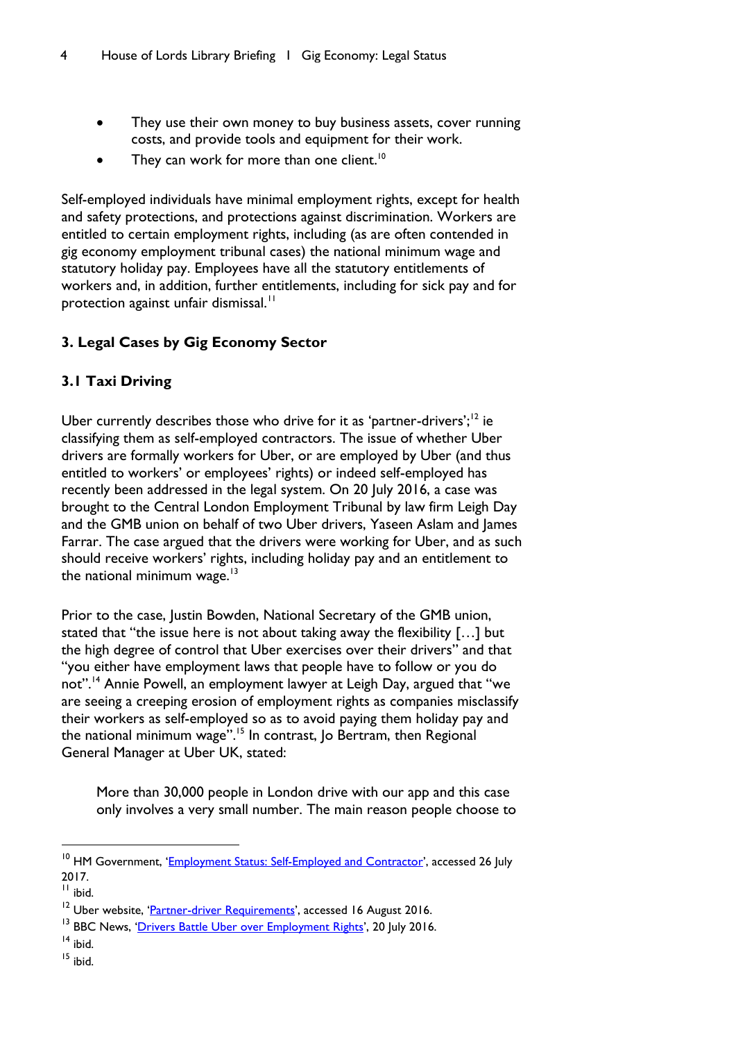- They use their own money to buy business assets, cover running costs, and provide tools and equipment for their work.
- They can work for more than one client.[10]

Self-employed individuals have minimal employment rights, except for health and safety protections, and protections against discrimination. Workers are entitled to certain employment rights, including (as are often contended in gig economy employment tribunal cases) the national minimum wage and statutory holiday pay. Employees have all the statutory entitlements of workers and, in addition, further entitlements, including for sick pay and for protection against unfair dismissal.[11]

## 3. Legal Cases by Gig Economy Sector

### 3.1 Taxi Driving

Uber currently describes those who drive for it as 'partner-drivers';[12] ie classifying them as self-employed contractors. The issue of whether Uber drivers are formally workers for Uber, or are employed by Uber (and thus entitled to workers' or employees' rights) or indeed self-employed has recently been addressed in the legal system. On 20 July 2016, a case was brought to the Central London Employment Tribunal by law firm Leigh Day and the GMB union on behalf of two Uber drivers, Yaseen Aslam and James Farrar. The case argued that the drivers were working for Uber, and as such should receive workers' rights, including holiday pay and an entitlement to the national minimum wage.[13]

Prior to the case, Justin Bowden, National Secretary of the GMB union, stated that "the issue here is not about taking away the flexibility […] but the high degree of control that Uber exercises over their drivers" and that "you either have employment laws that people have to follow or you do not".[14] Annie Powell, an employment lawyer at Leigh Day, argued that "we are seeing a creeping erosion of employment rights as companies misclassify their workers as self-employed so as to avoid paying them holiday pay and the national minimum wage".[15] In contrast, Jo Bertram, then Regional General Manager at Uber UK, stated:

> More than 30,000 people in London drive with our app and this case only involves a very small number. The main reason people choose to

---

[10] HM Government, 'Employment Status: Self-Employed and Contractor', accessed 26 July 2017.

[11] ibid.

[12] Uber website, 'Partner-driver Requirements', accessed 16 August 2016.

[13] BBC News, 'Drivers Battle Uber over Employment Rights', 20 July 2016.

[14] ibid.

[15] ibid.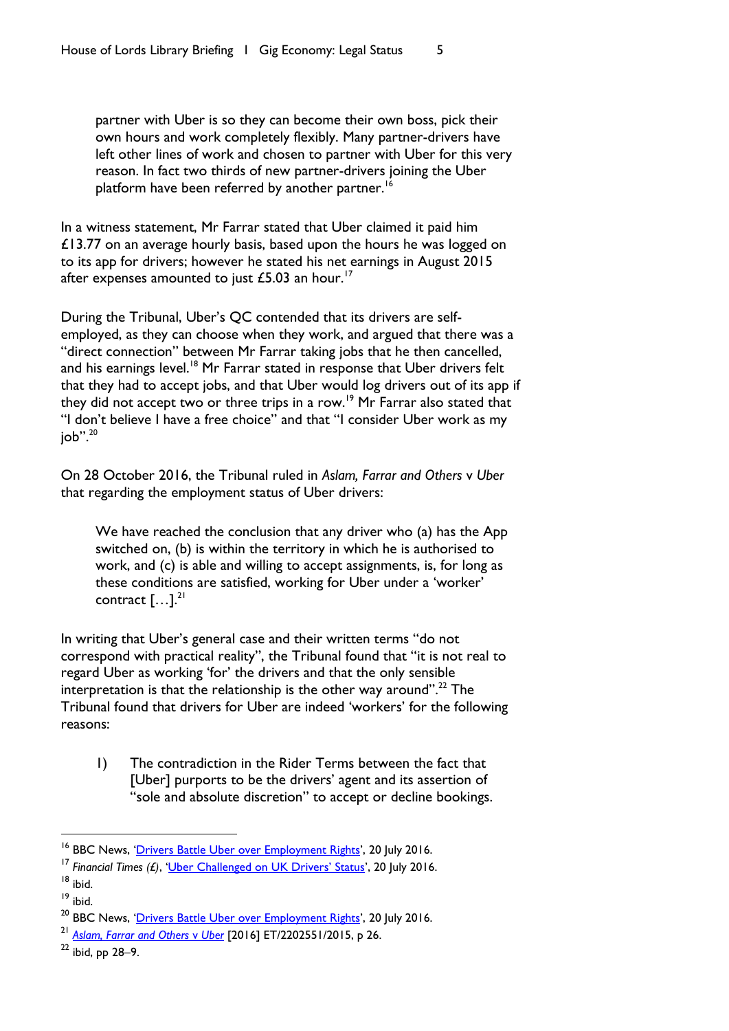> partner with Uber is so they can become their own boss, pick their own hours and work completely flexibly. Many partner-drivers have left other lines of work and chosen to partner with Uber for this very reason. In fact two thirds of new partner-drivers joining the Uber platform have been referred by another partner.[16]

In a witness statement, Mr Farrar stated that Uber claimed it paid him £13.77 on an average hourly basis, based upon the hours he was logged on to its app for drivers; however he stated his net earnings in August 2015 after expenses amounted to just £5.03 an hour.[17]

During the Tribunal, Uber's QC contended that its drivers are self-employed, as they can choose when they work, and argued that there was a "direct connection" between Mr Farrar taking jobs that he then cancelled, and his earnings level.[18] Mr Farrar stated in response that Uber drivers felt that they had to accept jobs, and that Uber would log drivers out of its app if they did not accept two or three trips in a row.[19] Mr Farrar also stated that "I don't believe I have a free choice" and that "I consider Uber work as my job".[20]

On 28 October 2016, the Tribunal ruled in *Aslam, Farrar and Others* v *Uber* that regarding the employment status of Uber drivers:

> We have reached the conclusion that any driver who (a) has the App switched on, (b) is within the territory in which he is authorised to work, and (c) is able and willing to accept assignments, is, for long as these conditions are satisfied, working for Uber under a 'worker' contract […].[21]

In writing that Uber's general case and their written terms "do not correspond with practical reality", the Tribunal found that "it is not real to regard Uber as working 'for' the drivers and that the only sensible interpretation is that the relationship is the other way around".[22] The Tribunal found that drivers for Uber are indeed 'workers' for the following reasons:

> 1) The contradiction in the Rider Terms between the fact that [Uber] purports to be the drivers' agent and its assertion of "sole and absolute discretion" to accept or decline bookings.

---

[16] BBC News, 'Drivers Battle Uber over Employment Rights', 20 July 2016.

[17] *Financial Times (£)*, 'Uber Challenged on UK Drivers' Status', 20 July 2016.

[18] ibid.

[19] ibid.

[20] BBC News, 'Drivers Battle Uber over Employment Rights', 20 July 2016.

[21] *Aslam, Farrar and Others v Uber* [2016] ET/2202551/2015, p 26.

[22] ibid, pp 28–9.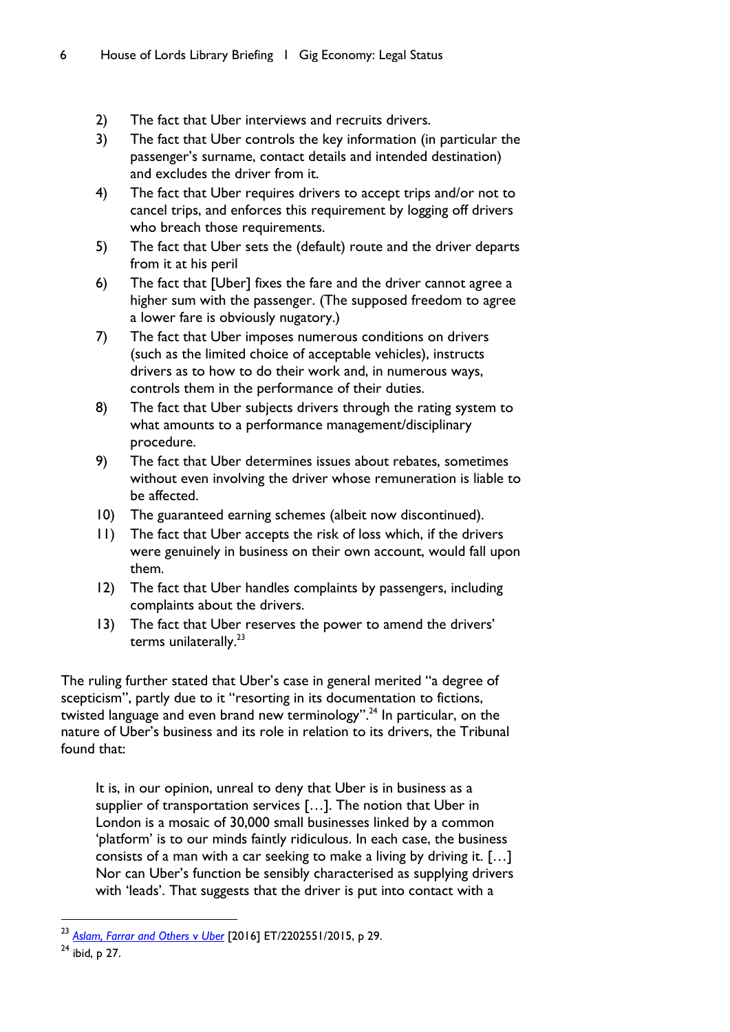2) The fact that Uber interviews and recruits drivers.
3) The fact that Uber controls the key information (in particular the passenger's surname, contact details and intended destination) and excludes the driver from it.
4) The fact that Uber requires drivers to accept trips and/or not to cancel trips, and enforces this requirement by logging off drivers who breach those requirements.
5) The fact that Uber sets the (default) route and the driver departs from it at his peril
6) The fact that [Uber] fixes the fare and the driver cannot agree a higher sum with the passenger. (The supposed freedom to agree a lower fare is obviously nugatory.)
7) The fact that Uber imposes numerous conditions on drivers (such as the limited choice of acceptable vehicles), instructs drivers as to how to do their work and, in numerous ways, controls them in the performance of their duties.
8) The fact that Uber subjects drivers through the rating system to what amounts to a performance management/disciplinary procedure.
9) The fact that Uber determines issues about rebates, sometimes without even involving the driver whose remuneration is liable to be affected.
10) The guaranteed earning schemes (albeit now discontinued).
11) The fact that Uber accepts the risk of loss which, if the drivers were genuinely in business on their own account, would fall upon them.
12) The fact that Uber handles complaints by passengers, including complaints about the drivers.
13) The fact that Uber reserves the power to amend the drivers' terms unilaterally.[23]

The ruling further stated that Uber's case in general merited "a degree of scepticism", partly due to it "resorting in its documentation to fictions, twisted language and even brand new terminology".[24] In particular, on the nature of Uber's business and its role in relation to its drivers, the Tribunal found that:

> It is, in our opinion, unreal to deny that Uber is in business as a supplier of transportation services […]. The notion that Uber in London is a mosaic of 30,000 small businesses linked by a common 'platform' is to our minds faintly ridiculous. In each case, the business consists of a man with a car seeking to make a living by driving it. […] Nor can Uber's function be sensibly characterised as supplying drivers with 'leads'. That suggests that the driver is put into contact with a

---

[23] *Aslam, Farrar and Others v Uber* [2016] ET/2202551/2015, p 29.

[24] ibid, p 27.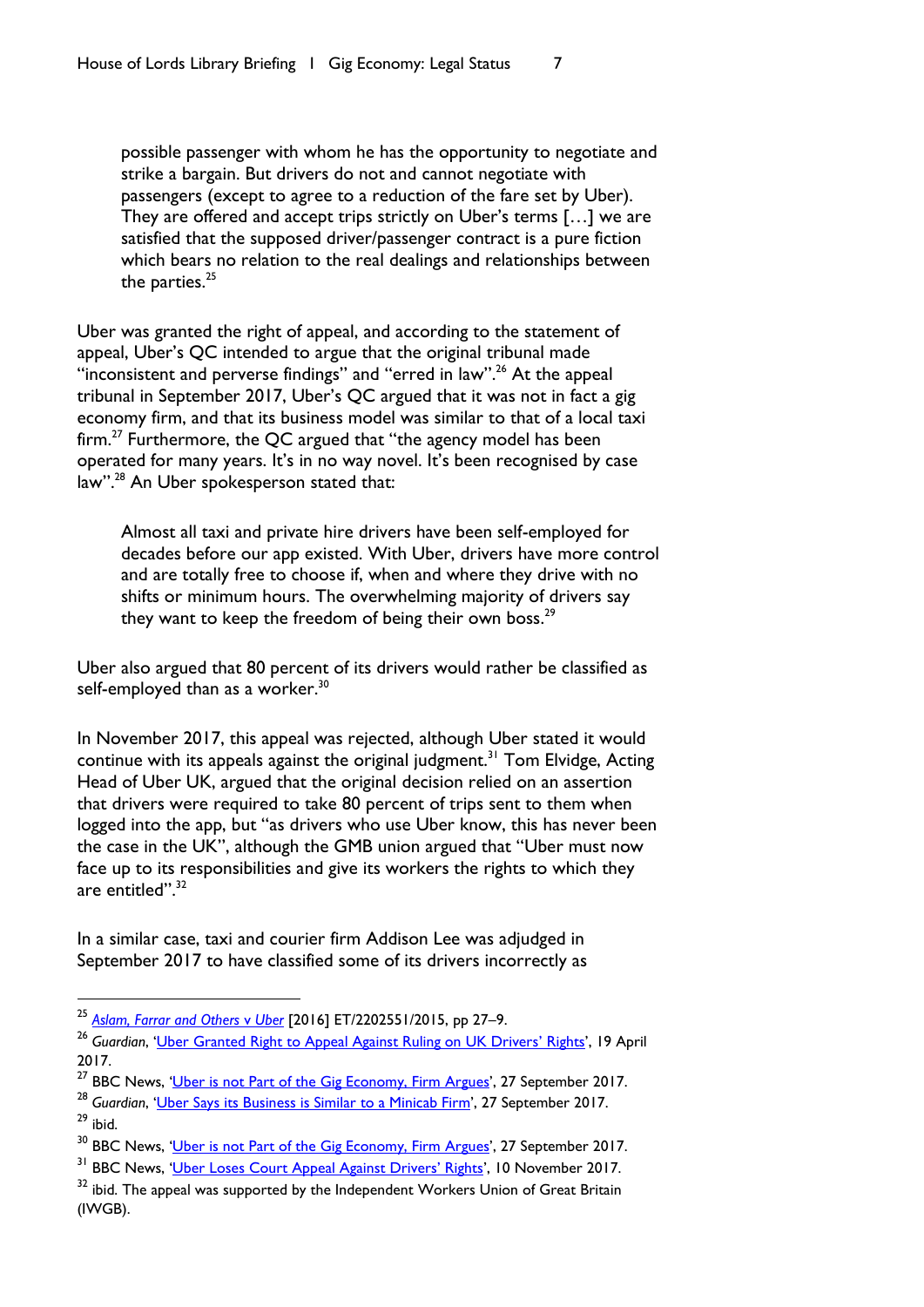> possible passenger with whom he has the opportunity to negotiate and strike a bargain. But drivers do not and cannot negotiate with passengers (except to agree to a reduction of the fare set by Uber). They are offered and accept trips strictly on Uber's terms […] we are satisfied that the supposed driver/passenger contract is a pure fiction which bears no relation to the real dealings and relationships between the parties.[25]

Uber was granted the right of appeal, and according to the statement of appeal, Uber's QC intended to argue that the original tribunal made "inconsistent and perverse findings" and "erred in law".[26] At the appeal tribunal in September 2017, Uber's QC argued that it was not in fact a gig economy firm, and that its business model was similar to that of a local taxi firm.[27] Furthermore, the QC argued that "the agency model has been operated for many years. It's in no way novel. It's been recognised by case law".[28] An Uber spokesperson stated that:

> Almost all taxi and private hire drivers have been self-employed for decades before our app existed. With Uber, drivers have more control and are totally free to choose if, when and where they drive with no shifts or minimum hours. The overwhelming majority of drivers say they want to keep the freedom of being their own boss.[29]

Uber also argued that 80 percent of its drivers would rather be classified as self-employed than as a worker.[30]

In November 2017, this appeal was rejected, although Uber stated it would continue with its appeals against the original judgment.[31] Tom Elvidge, Acting Head of Uber UK, argued that the original decision relied on an assertion that drivers were required to take 80 percent of trips sent to them when logged into the app, but "as drivers who use Uber know, this has never been the case in the UK", although the GMB union argued that "Uber must now face up to its responsibilities and give its workers the rights to which they are entitled".[32]

In a similar case, taxi and courier firm Addison Lee was adjudged in September 2017 to have classified some of its drivers incorrectly as

---

[25] *Aslam, Farrar and Others v Uber* [2016] ET/2202551/2015, pp 27–9.

[26] *Guardian*, 'Uber Granted Right to Appeal Against Ruling on UK Drivers' Rights', 19 April 2017.

[27] BBC News, 'Uber is not Part of the Gig Economy, Firm Argues', 27 September 2017.

[28] *Guardian*, 'Uber Says its Business is Similar to a Minicab Firm', 27 September 2017.

[29] ibid.

[30] BBC News, 'Uber is not Part of the Gig Economy, Firm Argues', 27 September 2017.

[31] BBC News, 'Uber Loses Court Appeal Against Drivers' Rights', 10 November 2017.

[32] ibid. The appeal was supported by the Independent Workers Union of Great Britain (IWGB).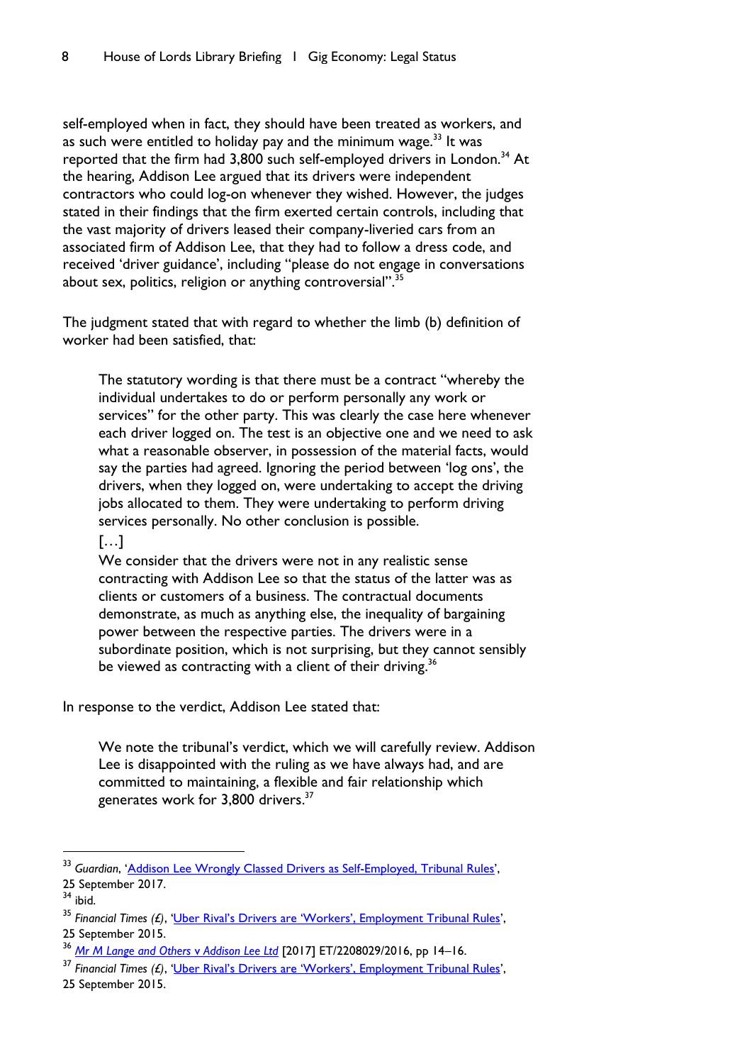self-employed when in fact, they should have been treated as workers, and as such were entitled to holiday pay and the minimum wage.[33] It was reported that the firm had 3,800 such self-employed drivers in London.[34] At the hearing, Addison Lee argued that its drivers were independent contractors who could log-on whenever they wished. However, the judges stated in their findings that the firm exerted certain controls, including that the vast majority of drivers leased their company-liveried cars from an associated firm of Addison Lee, that they had to follow a dress code, and received 'driver guidance', including "please do not engage in conversations about sex, politics, religion or anything controversial".[35]

The judgment stated that with regard to whether the limb (b) definition of worker had been satisfied, that:

> The statutory wording is that there must be a contract "whereby the individual undertakes to do or perform personally any work or services" for the other party. This was clearly the case here whenever each driver logged on. The test is an objective one and we need to ask what a reasonable observer, in possession of the material facts, would say the parties had agreed. Ignoring the period between 'log ons', the drivers, when they logged on, were undertaking to accept the driving jobs allocated to them. They were undertaking to perform driving services personally. No other conclusion is possible.
>
> […]
>
> We consider that the drivers were not in any realistic sense contracting with Addison Lee so that the status of the latter was as clients or customers of a business. The contractual documents demonstrate, as much as anything else, the inequality of bargaining power between the respective parties. The drivers were in a subordinate position, which is not surprising, but they cannot sensibly be viewed as contracting with a client of their driving.[36]

In response to the verdict, Addison Lee stated that:

> We note the tribunal's verdict, which we will carefully review. Addison Lee is disappointed with the ruling as we have always had, and are committed to maintaining, a flexible and fair relationship which generates work for 3,800 drivers.[37]

---

[33] *Guardian*, 'Addison Lee Wrongly Classed Drivers as Self-Employed, Tribunal Rules', 25 September 2017.

[34] ibid.

[35] *Financial Times (£)*, 'Uber Rival's Drivers are 'Workers', Employment Tribunal Rules', 25 September 2015.

[36] *Mr M Lange and Others v Addison Lee Ltd* [2017] ET/2208029/2016, pp 14–16.

[37] *Financial Times (£)*, 'Uber Rival's Drivers are 'Workers', Employment Tribunal Rules', 25 September 2015.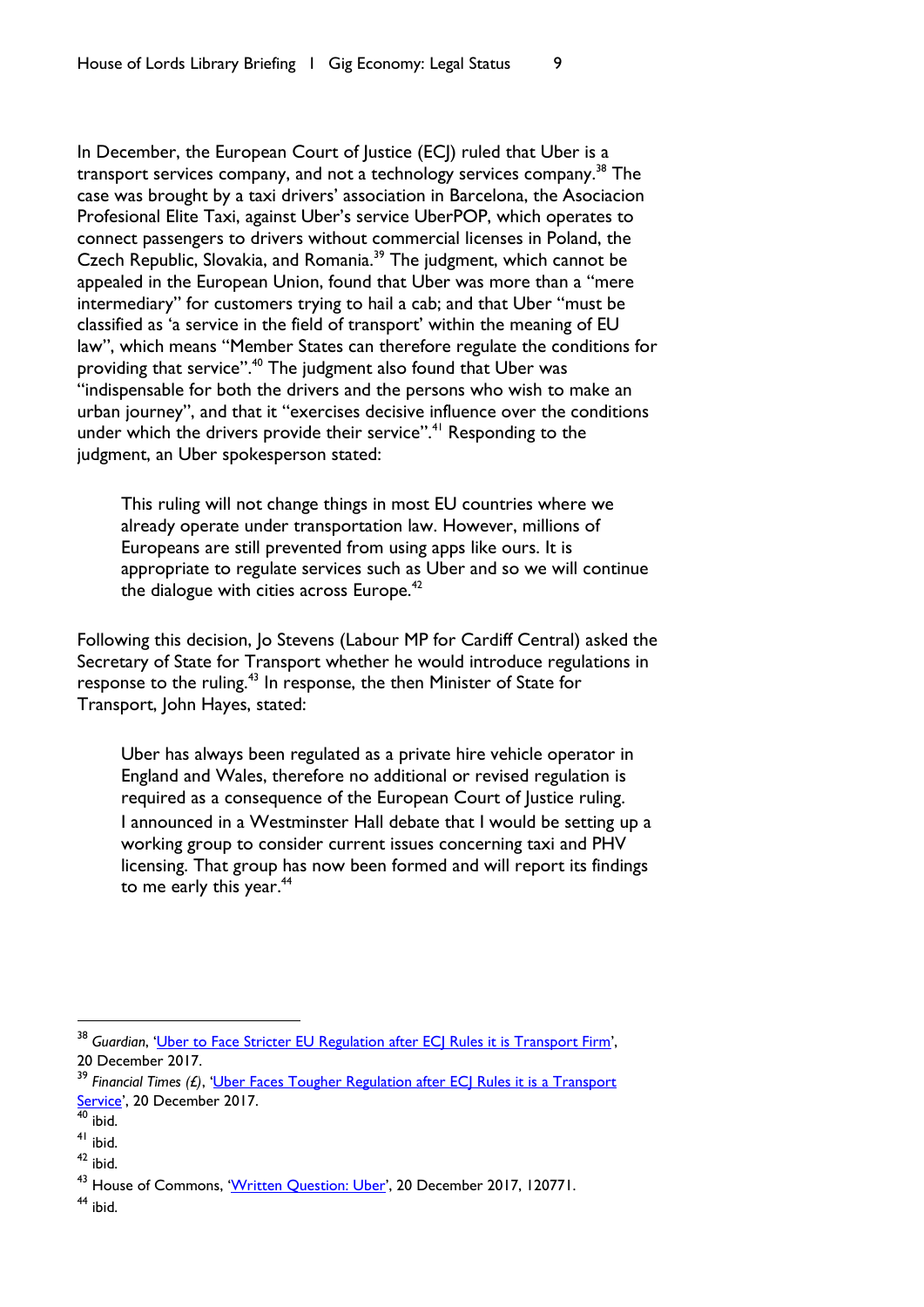In December, the European Court of Justice (ECJ) ruled that Uber is a transport services company, and not a technology services company.[38] The case was brought by a taxi drivers' association in Barcelona, the Asociacion Profesional Elite Taxi, against Uber's service UberPOP, which operates to connect passengers to drivers without commercial licenses in Poland, the Czech Republic, Slovakia, and Romania.[39] The judgment, which cannot be appealed in the European Union, found that Uber was more than a "mere intermediary" for customers trying to hail a cab; and that Uber "must be classified as 'a service in the field of transport' within the meaning of EU law", which means "Member States can therefore regulate the conditions for providing that service".[40] The judgment also found that Uber was "indispensable for both the drivers and the persons who wish to make an urban journey", and that it "exercises decisive influence over the conditions under which the drivers provide their service".[41] Responding to the judgment, an Uber spokesperson stated:

> This ruling will not change things in most EU countries where we already operate under transportation law. However, millions of Europeans are still prevented from using apps like ours. It is appropriate to regulate services such as Uber and so we will continue the dialogue with cities across Europe.[42]

Following this decision, Jo Stevens (Labour MP for Cardiff Central) asked the Secretary of State for Transport whether he would introduce regulations in response to the ruling.[43] In response, the then Minister of State for Transport, John Hayes, stated:

> Uber has always been regulated as a private hire vehicle operator in England and Wales, therefore no additional or revised regulation is required as a consequence of the European Court of Justice ruling.
>
> I announced in a Westminster Hall debate that I would be setting up a working group to consider current issues concerning taxi and PHV licensing. That group has now been formed and will report its findings to me early this year.[44]

---

[38] *Guardian*, 'Uber to Face Stricter EU Regulation after ECJ Rules it is Transport Firm', 20 December 2017.

[39] *Financial Times (£)*, 'Uber Faces Tougher Regulation after ECJ Rules it is a Transport Service', 20 December 2017.

[40] ibid.

[41] ibid.

[42] ibid.

[43] House of Commons, 'Written Question: Uber', 20 December 2017, 120771.

[44] ibid.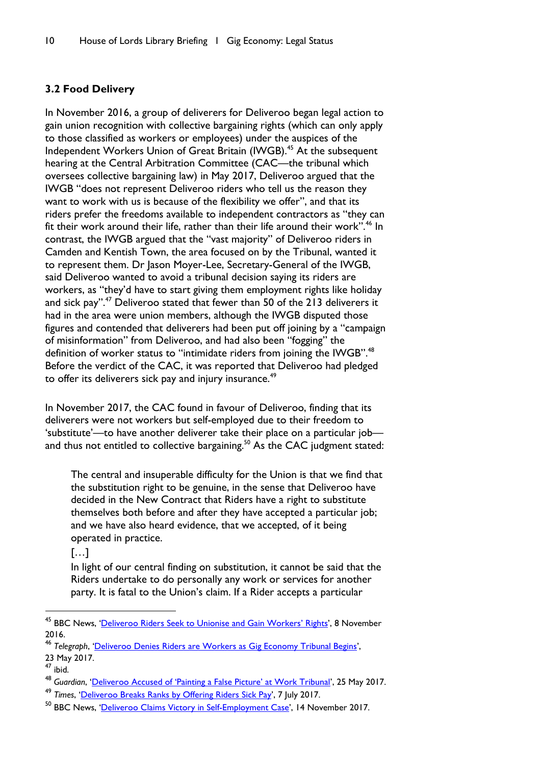### 3.2 Food Delivery

In November 2016, a group of deliverers for Deliveroo began legal action to gain union recognition with collective bargaining rights (which can only apply to those classified as workers or employees) under the auspices of the Independent Workers Union of Great Britain (IWGB).[45] At the subsequent hearing at the Central Arbitration Committee (CAC—the tribunal which oversees collective bargaining law) in May 2017, Deliveroo argued that the IWGB "does not represent Deliveroo riders who tell us the reason they want to work with us is because of the flexibility we offer", and that its riders prefer the freedoms available to independent contractors as "they can fit their work around their life, rather than their life around their work".[46] In contrast, the IWGB argued that the "vast majority" of Deliveroo riders in Camden and Kentish Town, the area focused on by the Tribunal, wanted it to represent them. Dr Jason Moyer-Lee, Secretary-General of the IWGB, said Deliveroo wanted to avoid a tribunal decision saying its riders are workers, as "they'd have to start giving them employment rights like holiday and sick pay".[47] Deliveroo stated that fewer than 50 of the 213 deliverers it had in the area were union members, although the IWGB disputed those figures and contended that deliverers had been put off joining by a "campaign of misinformation" from Deliveroo, and had also been "fogging" the definition of worker status to "intimidate riders from joining the IWGB".[48] Before the verdict of the CAC, it was reported that Deliveroo had pledged to offer its deliverers sick pay and injury insurance.[49]

In November 2017, the CAC found in favour of Deliveroo, finding that its deliverers were not workers but self-employed due to their freedom to 'substitute'—to have another deliverer take their place on a particular job—and thus not entitled to collective bargaining.[50] As the CAC judgment stated:

> The central and insuperable difficulty for the Union is that we find that the substitution right to be genuine, in the sense that Deliveroo have decided in the New Contract that Riders have a right to substitute themselves both before and after they have accepted a particular job; and we have also heard evidence, that we accepted, of it being operated in practice.
>
> […]
>
> In light of our central finding on substitution, it cannot be said that the Riders undertake to do personally any work or services for another party. It is fatal to the Union's claim. If a Rider accepts a particular

[45] BBC News, 'Deliveroo Riders Seek to Unionise and Gain Workers' Rights', 8 November 2016.

[46] *Telegraph*, 'Deliveroo Denies Riders are Workers as Gig Economy Tribunal Begins', 23 May 2017.

[47] ibid.

[48] *Guardian*, 'Deliveroo Accused of 'Painting a False Picture' at Work Tribunal', 25 May 2017.

[49] *Times*, 'Deliveroo Breaks Ranks by Offering Riders Sick Pay', 7 July 2017.

[50] BBC News, 'Deliveroo Claims Victory in Self-Employment Case', 14 November 2017.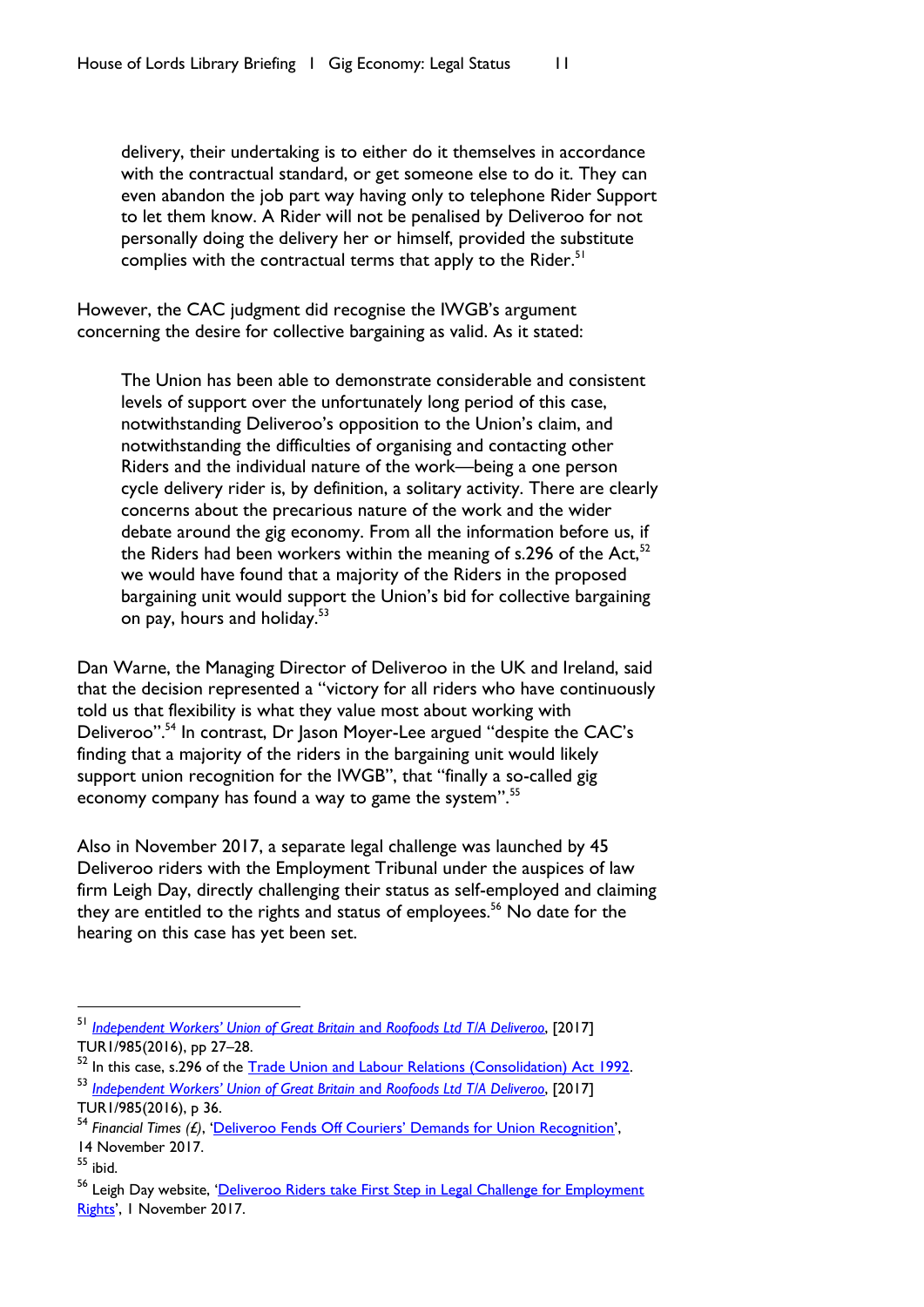> delivery, their undertaking is to either do it themselves in accordance with the contractual standard, or get someone else to do it. They can even abandon the job part way having only to telephone Rider Support to let them know. A Rider will not be penalised by Deliveroo for not personally doing the delivery her or himself, provided the substitute complies with the contractual terms that apply to the Rider.[51]

However, the CAC judgment did recognise the IWGB's argument concerning the desire for collective bargaining as valid. As it stated:

> The Union has been able to demonstrate considerable and consistent levels of support over the unfortunately long period of this case, notwithstanding Deliveroo's opposition to the Union's claim, and notwithstanding the difficulties of organising and contacting other Riders and the individual nature of the work—being a one person cycle delivery rider is, by definition, a solitary activity. There are clearly concerns about the precarious nature of the work and the wider debate around the gig economy. From all the information before us, if the Riders had been workers within the meaning of s.296 of the Act,[52] we would have found that a majority of the Riders in the proposed bargaining unit would support the Union's bid for collective bargaining on pay, hours and holiday.[53]

Dan Warne, the Managing Director of Deliveroo in the UK and Ireland, said that the decision represented a "victory for all riders who have continuously told us that flexibility is what they value most about working with Deliveroo".[54] In contrast, Dr Jason Moyer-Lee argued "despite the CAC's finding that a majority of the riders in the bargaining unit would likely support union recognition for the IWGB", that "finally a so-called gig economy company has found a way to game the system".[55]

Also in November 2017, a separate legal challenge was launched by 45 Deliveroo riders with the Employment Tribunal under the auspices of law firm Leigh Day, directly challenging their status as self-employed and claiming they are entitled to the rights and status of employees.[56] No date for the hearing on this case has yet been set.

---

[51] *Independent Workers' Union of Great Britain* and *Roofoods Ltd T/A Deliveroo*, [2017] TUR1/985(2016), pp 27–28.

[52] In this case, s.296 of the Trade Union and Labour Relations (Consolidation) Act 1992.

[53] *Independent Workers' Union of Great Britain* and *Roofoods Ltd T/A Deliveroo*, [2017] TUR1/985(2016), p 36.

[54] *Financial Times (£)*, 'Deliveroo Fends Off Couriers' Demands for Union Recognition', 14 November 2017.

[55] ibid.

[56] Leigh Day website, 'Deliveroo Riders take First Step in Legal Challenge for Employment Rights', 1 November 2017.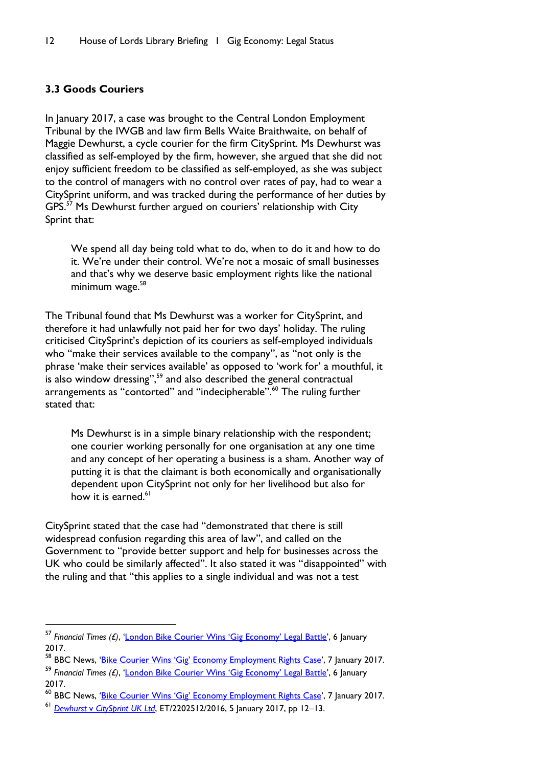### 3.3 Goods Couriers

In January 2017, a case was brought to the Central London Employment Tribunal by the IWGB and law firm Bells Waite Braithwaite, on behalf of Maggie Dewhurst, a cycle courier for the firm CitySprint. Ms Dewhurst was classified as self-employed by the firm, however, she argued that she did not enjoy sufficient freedom to be classified as self-employed, as she was subject to the control of managers with no control over rates of pay, had to wear a CitySprint uniform, and was tracked during the performance of her duties by GPS.[57] Ms Dewhurst further argued on couriers' relationship with City Sprint that:

> We spend all day being told what to do, when to do it and how to do it. We're under their control. We're not a mosaic of small businesses and that's why we deserve basic employment rights like the national minimum wage.[58]

The Tribunal found that Ms Dewhurst was a worker for CitySprint, and therefore it had unlawfully not paid her for two days' holiday. The ruling criticised CitySprint's depiction of its couriers as self-employed individuals who "make their services available to the company", as "not only is the phrase 'make their services available' as opposed to 'work for' a mouthful, it is also window dressing",[59] and also described the general contractual arrangements as "contorted" and "indecipherable".[60] The ruling further stated that:

> Ms Dewhurst is in a simple binary relationship with the respondent; one courier working personally for one organisation at any one time and any concept of her operating a business is a sham. Another way of putting it is that the claimant is both economically and organisationally dependent upon CitySprint not only for her livelihood but also for how it is earned.[61]

CitySprint stated that the case had "demonstrated that there is still widespread confusion regarding this area of law", and called on the Government to "provide better support and help for businesses across the UK who could be similarly affected". It also stated it was "disappointed" with the ruling and that "this applies to a single individual and was not a test

---

[57] *Financial Times (£)*, 'London Bike Courier Wins 'Gig Economy' Legal Battle', 6 January 2017.

[58] BBC News, 'Bike Courier Wins 'Gig' Economy Employment Rights Case', 7 January 2017.

[59] *Financial Times (£)*, 'London Bike Courier Wins 'Gig Economy' Legal Battle', 6 January 2017.

[60] BBC News, 'Bike Courier Wins 'Gig' Economy Employment Rights Case', 7 January 2017.

[61] *Dewhurst v CitySprint UK Ltd*, ET/2202512/2016, 5 January 2017, pp 12–13.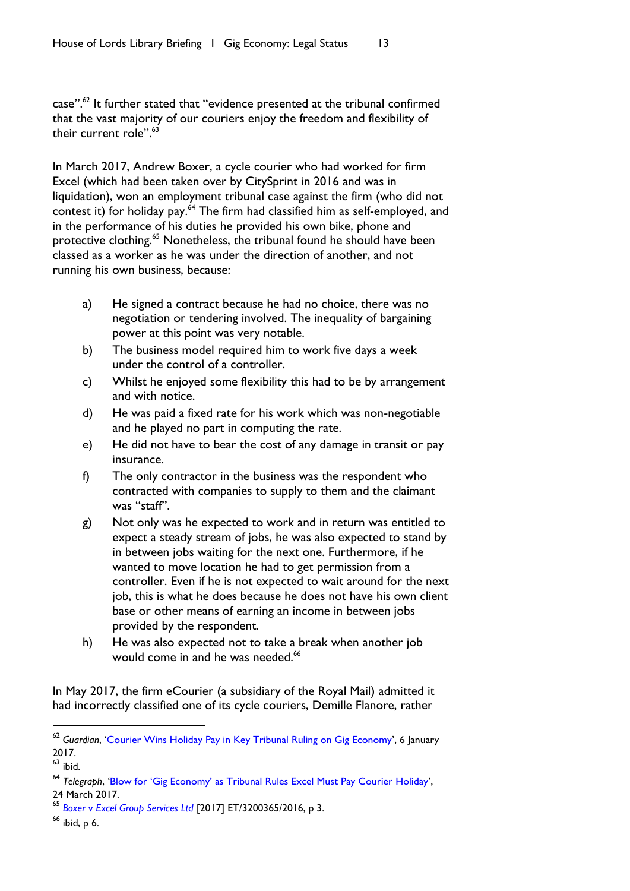case".[62] It further stated that "evidence presented at the tribunal confirmed that the vast majority of our couriers enjoy the freedom and flexibility of their current role".[63]

In March 2017, Andrew Boxer, a cycle courier who had worked for firm Excel (which had been taken over by CitySprint in 2016 and was in liquidation), won an employment tribunal case against the firm (who did not contest it) for holiday pay.[64] The firm had classified him as self-employed, and in the performance of his duties he provided his own bike, phone and protective clothing.[65] Nonetheless, the tribunal found he should have been classed as a worker as he was under the direction of another, and not running his own business, because:

a) He signed a contract because he had no choice, there was no negotiation or tendering involved. The inequality of bargaining power at this point was very notable.

b) The business model required him to work five days a week under the control of a controller.

c) Whilst he enjoyed some flexibility this had to be by arrangement and with notice.

d) He was paid a fixed rate for his work which was non-negotiable and he played no part in computing the rate.

e) He did not have to bear the cost of any damage in transit or pay insurance.

f) The only contractor in the business was the respondent who contracted with companies to supply to them and the claimant was "staff".

g) Not only was he expected to work and in return was entitled to expect a steady stream of jobs, he was also expected to stand by in between jobs waiting for the next one. Furthermore, if he wanted to move location he had to get permission from a controller. Even if he is not expected to wait around for the next job, this is what he does because he does not have his own client base or other means of earning an income in between jobs provided by the respondent.

h) He was also expected not to take a break when another job would come in and he was needed.[66]

In May 2017, the firm eCourier (a subsidiary of the Royal Mail) admitted it had incorrectly classified one of its cycle couriers, Demille Flanore, rather

---

[62] *Guardian*, 'Courier Wins Holiday Pay in Key Tribunal Ruling on Gig Economy', 6 January 2017.

[63] ibid.

[64] *Telegraph*, 'Blow for 'Gig Economy' as Tribunal Rules Excel Must Pay Courier Holiday', 24 March 2017.

[65] *Boxer v Excel Group Services Ltd* [2017] ET/3200365/2016, p 3.

[66] ibid, p 6.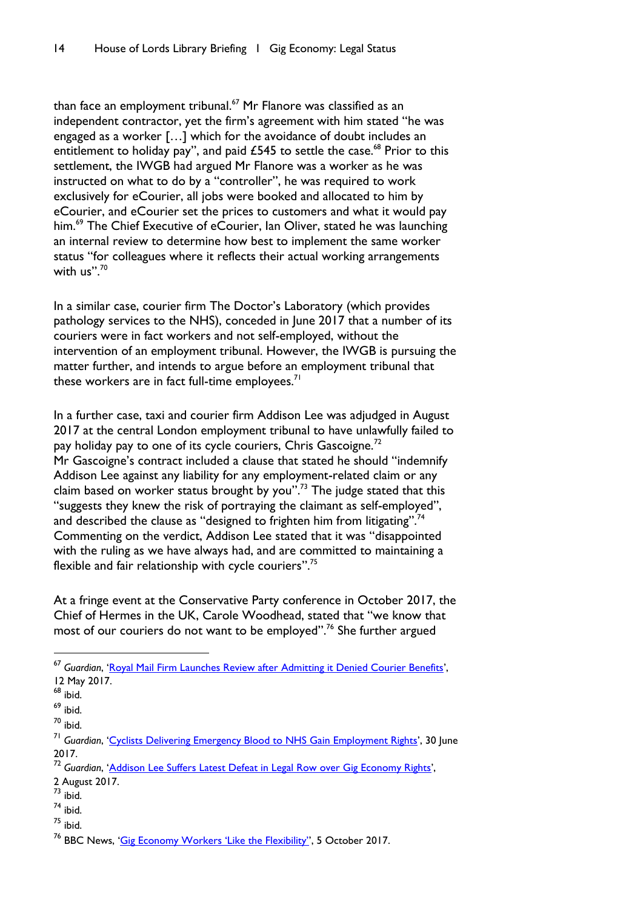than face an employment tribunal.[67] Mr Flanore was classified as an independent contractor, yet the firm's agreement with him stated "he was engaged as a worker […] which for the avoidance of doubt includes an entitlement to holiday pay", and paid £545 to settle the case.[68] Prior to this settlement, the IWGB had argued Mr Flanore was a worker as he was instructed on what to do by a "controller", he was required to work exclusively for eCourier, all jobs were booked and allocated to him by eCourier, and eCourier set the prices to customers and what it would pay him.[69] The Chief Executive of eCourier, Ian Oliver, stated he was launching an internal review to determine how best to implement the same worker status "for colleagues where it reflects their actual working arrangements with us".[70]

In a similar case, courier firm The Doctor's Laboratory (which provides pathology services to the NHS), conceded in June 2017 that a number of its couriers were in fact workers and not self-employed, without the intervention of an employment tribunal. However, the IWGB is pursuing the matter further, and intends to argue before an employment tribunal that these workers are in fact full-time employees.[71]

In a further case, taxi and courier firm Addison Lee was adjudged in August 2017 at the central London employment tribunal to have unlawfully failed to pay holiday pay to one of its cycle couriers, Chris Gascoigne.[72] Mr Gascoigne's contract included a clause that stated he should "indemnify Addison Lee against any liability for any employment-related claim or any claim based on worker status brought by you".[73] The judge stated that this "suggests they knew the risk of portraying the claimant as self-employed", and described the clause as "designed to frighten him from litigating".[74] Commenting on the verdict, Addison Lee stated that it was "disappointed with the ruling as we have always had, and are committed to maintaining a flexible and fair relationship with cycle couriers".[75]

At a fringe event at the Conservative Party conference in October 2017, the Chief of Hermes in the UK, Carole Woodhead, stated that "we know that most of our couriers do not want to be employed".[76] She further argued

---

[67] *Guardian*, 'Royal Mail Firm Launches Review after Admitting it Denied Courier Benefits', 12 May 2017.

[68] ibid.

[69] ibid.

[70] ibid.

[71] *Guardian*, 'Cyclists Delivering Emergency Blood to NHS Gain Employment Rights', 30 June 2017.

[72] *Guardian*, 'Addison Lee Suffers Latest Defeat in Legal Row over Gig Economy Rights', 2 August 2017.

[73] ibid.

[74] ibid.

[75] ibid.

[76] BBC News, 'Gig Economy Workers 'Like the Flexibility'', 5 October 2017.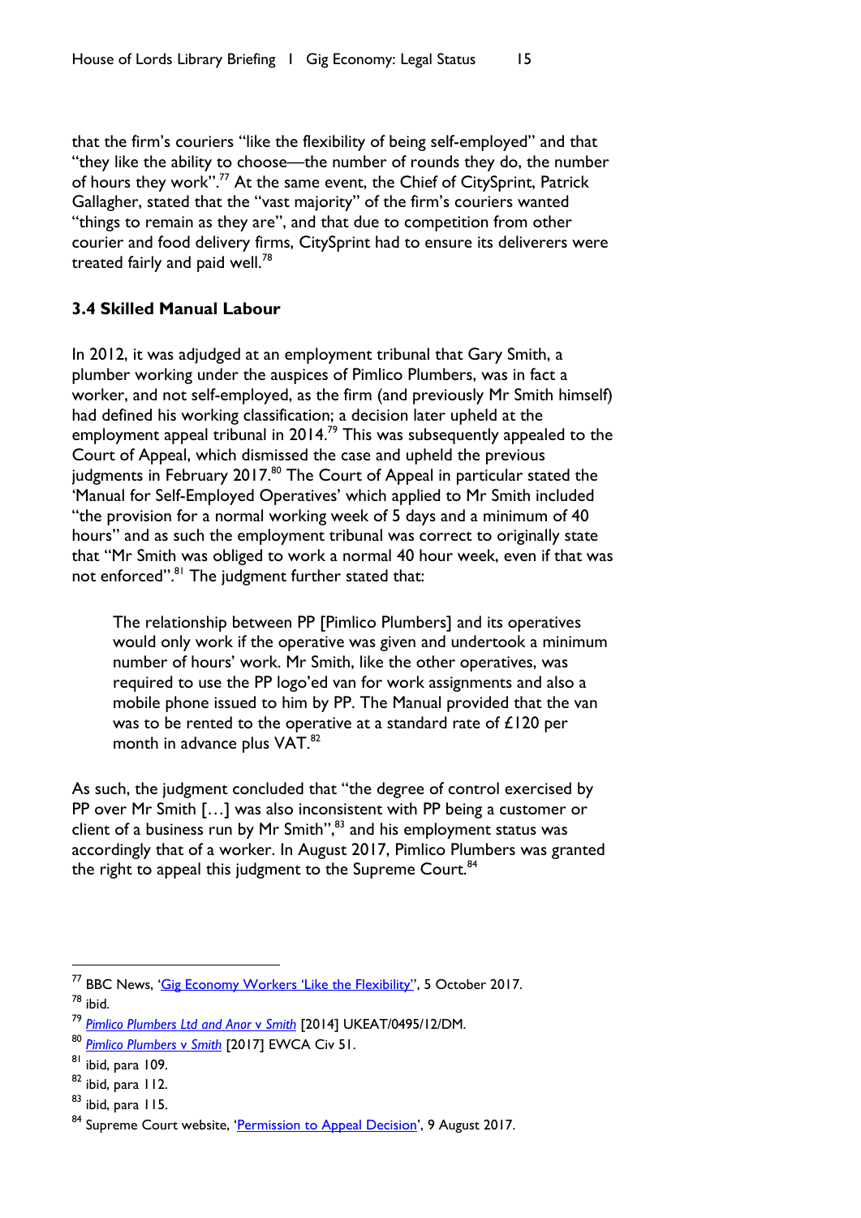that the firm's couriers "like the flexibility of being self-employed" and that "they like the ability to choose—the number of rounds they do, the number of hours they work".[77] At the same event, the Chief of CitySprint, Patrick Gallagher, stated that the "vast majority" of the firm's couriers wanted "things to remain as they are", and that due to competition from other courier and food delivery firms, CitySprint had to ensure its deliverers were treated fairly and paid well.[78]

### 3.4 Skilled Manual Labour

In 2012, it was adjudged at an employment tribunal that Gary Smith, a plumber working under the auspices of Pimlico Plumbers, was in fact a worker, and not self-employed, as the firm (and previously Mr Smith himself) had defined his working classification; a decision later upheld at the employment appeal tribunal in 2014.[79] This was subsequently appealed to the Court of Appeal, which dismissed the case and upheld the previous judgments in February 2017.[80] The Court of Appeal in particular stated the 'Manual for Self-Employed Operatives' which applied to Mr Smith included "the provision for a normal working week of 5 days and a minimum of 40 hours" and as such the employment tribunal was correct to originally state that "Mr Smith was obliged to work a normal 40 hour week, even if that was not enforced".[81] The judgment further stated that:

> The relationship between PP [Pimlico Plumbers] and its operatives would only work if the operative was given and undertook a minimum number of hours' work. Mr Smith, like the other operatives, was required to use the PP logo'ed van for work assignments and also a mobile phone issued to him by PP. The Manual provided that the van was to be rented to the operative at a standard rate of £120 per month in advance plus VAT.[82]

As such, the judgment concluded that "the degree of control exercised by PP over Mr Smith […] was also inconsistent with PP being a customer or client of a business run by Mr Smith",[83] and his employment status was accordingly that of a worker. In August 2017, Pimlico Plumbers was granted the right to appeal this judgment to the Supreme Court.[84]

---

[77] BBC News, '[Gig Economy Workers 'Like the Flexibility'](#)', 5 October 2017.
[78] ibid.
[79] *[Pimlico Plumbers Ltd and Anor v Smith](#)* [2014] UKEAT/0495/12/DM.
[80] *[Pimlico Plumbers v Smith](#)* [2017] EWCA Civ 51.
[81] ibid, para 109.
[82] ibid, para 112.
[83] ibid, para 115.
[84] Supreme Court website, '[Permission to Appeal Decision](#)', 9 August 2017.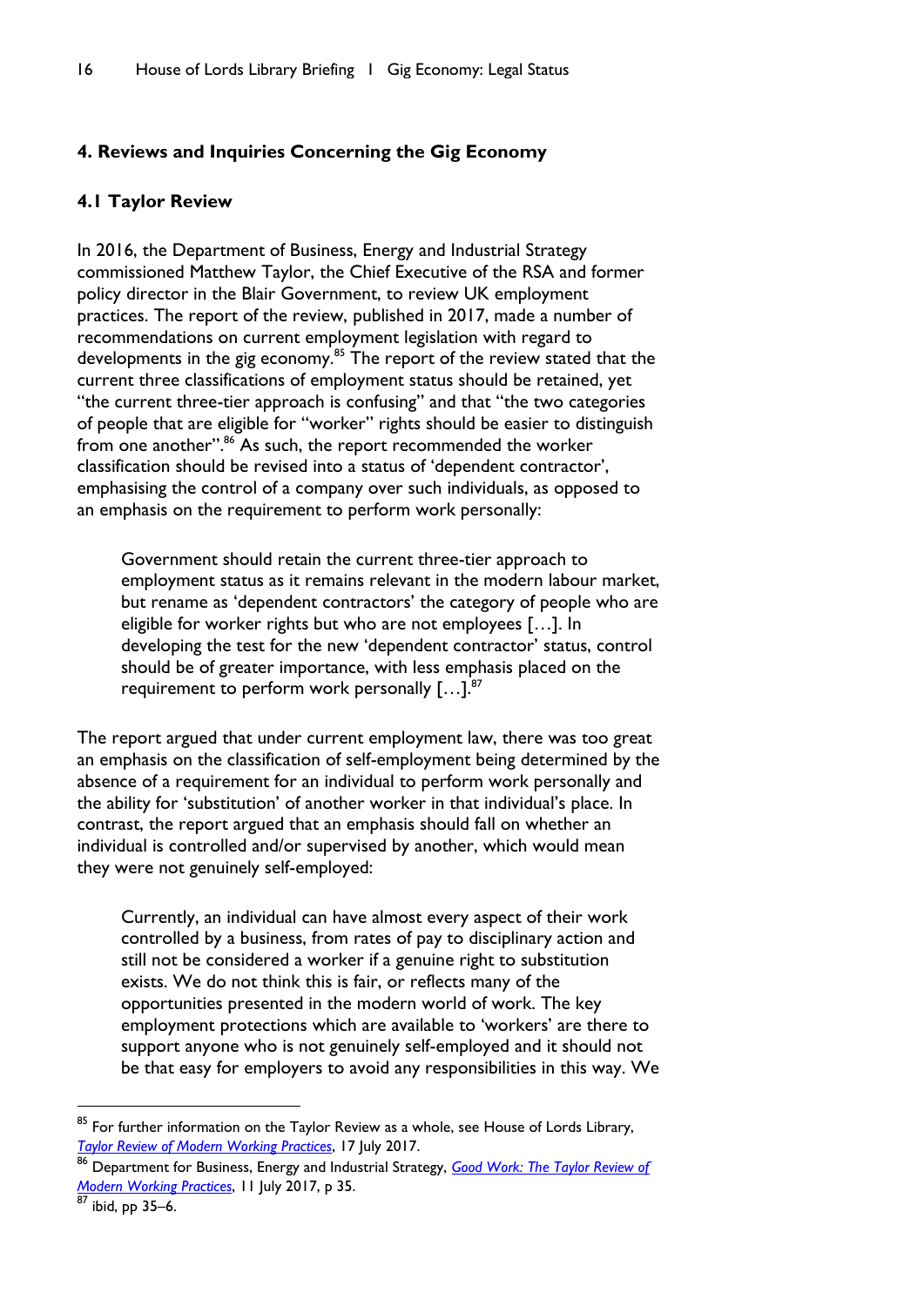## 4. Reviews and Inquiries Concerning the Gig Economy

### 4.1 Taylor Review

In 2016, the Department of Business, Energy and Industrial Strategy commissioned Matthew Taylor, the Chief Executive of the RSA and former policy director in the Blair Government, to review UK employment practices. The report of the review, published in 2017, made a number of recommendations on current employment legislation with regard to developments in the gig economy.[85] The report of the review stated that the current three classifications of employment status should be retained, yet "the current three-tier approach is confusing" and that "the two categories of people that are eligible for "worker" rights should be easier to distinguish from one another".[86] As such, the report recommended the worker classification should be revised into a status of 'dependent contractor', emphasising the control of a company over such individuals, as opposed to an emphasis on the requirement to perform work personally:

> Government should retain the current three-tier approach to employment status as it remains relevant in the modern labour market, but rename as 'dependent contractors' the category of people who are eligible for worker rights but who are not employees […]. In developing the test for the new 'dependent contractor' status, control should be of greater importance, with less emphasis placed on the requirement to perform work personally […].[87]

The report argued that under current employment law, there was too great an emphasis on the classification of self-employment being determined by the absence of a requirement for an individual to perform work personally and the ability for 'substitution' of another worker in that individual's place. In contrast, the report argued that an emphasis should fall on whether an individual is controlled and/or supervised by another, which would mean they were not genuinely self-employed:

> Currently, an individual can have almost every aspect of their work controlled by a business, from rates of pay to disciplinary action and still not be considered a worker if a genuine right to substitution exists. We do not think this is fair, or reflects many of the opportunities presented in the modern world of work. The key employment protections which are available to 'workers' are there to support anyone who is not genuinely self-employed and it should not be that easy for employers to avoid any responsibilities in this way. We

---

[85] For further information on the Taylor Review as a whole, see House of Lords Library, *Taylor Review of Modern Working Practices*, 17 July 2017.

[86] Department for Business, Energy and Industrial Strategy, *Good Work: The Taylor Review of Modern Working Practices*, 11 July 2017, p 35.

[87] ibid, pp 35–6.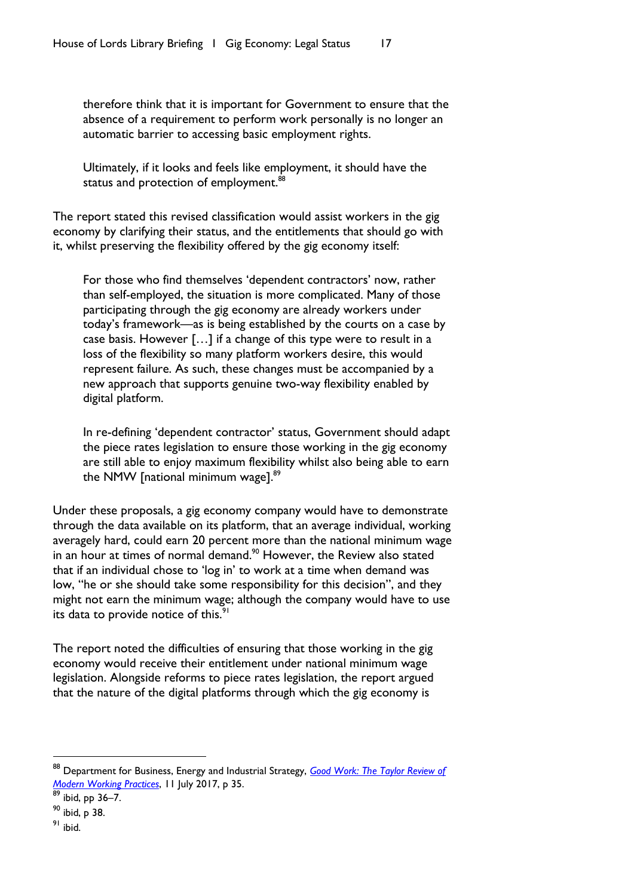> therefore think that it is important for Government to ensure that the absence of a requirement to perform work personally is no longer an automatic barrier to accessing basic employment rights.
>
> Ultimately, if it looks and feels like employment, it should have the status and protection of employment.[88]

The report stated this revised classification would assist workers in the gig economy by clarifying their status, and the entitlements that should go with it, whilst preserving the flexibility offered by the gig economy itself:

> For those who find themselves 'dependent contractors' now, rather than self-employed, the situation is more complicated. Many of those participating through the gig economy are already workers under today's framework—as is being established by the courts on a case by case basis. However […] if a change of this type were to result in a loss of the flexibility so many platform workers desire, this would represent failure. As such, these changes must be accompanied by a new approach that supports genuine two-way flexibility enabled by digital platform.
>
> In re-defining 'dependent contractor' status, Government should adapt the piece rates legislation to ensure those working in the gig economy are still able to enjoy maximum flexibility whilst also being able to earn the NMW [national minimum wage].[89]

Under these proposals, a gig economy company would have to demonstrate through the data available on its platform, that an average individual, working averagely hard, could earn 20 percent more than the national minimum wage in an hour at times of normal demand.[90] However, the Review also stated that if an individual chose to 'log in' to work at a time when demand was low, "he or she should take some responsibility for this decision", and they might not earn the minimum wage; although the company would have to use its data to provide notice of this.[91]

The report noted the difficulties of ensuring that those working in the gig economy would receive their entitlement under national minimum wage legislation. Alongside reforms to piece rates legislation, the report argued that the nature of the digital platforms through which the gig economy is

---

[88] Department for Business, Energy and Industrial Strategy, *Good Work: The Taylor Review of Modern Working Practices*, 11 July 2017, p 35.

[89] ibid, pp 36–7.

[90] ibid, p 38.

[91] ibid.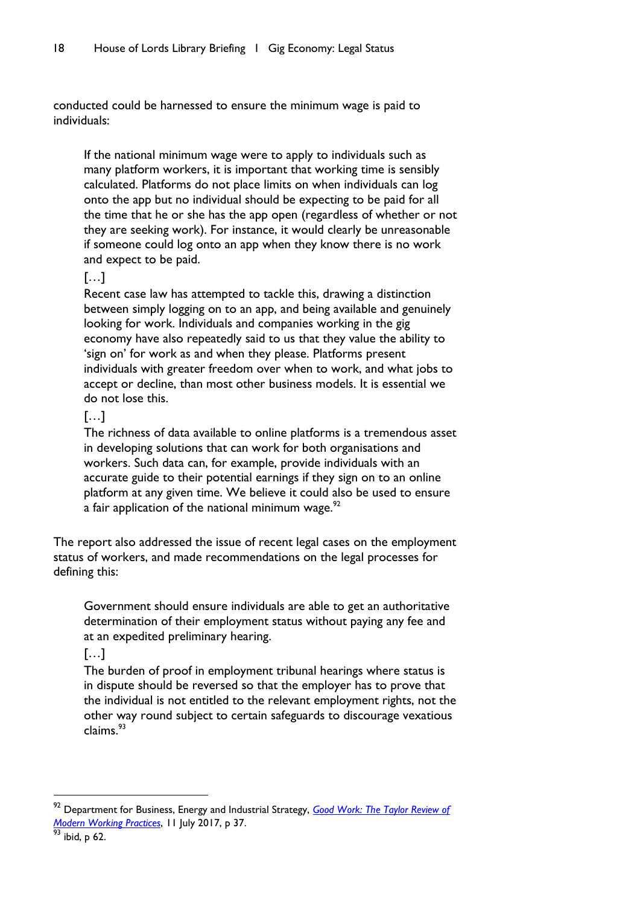conducted could be harnessed to ensure the minimum wage is paid to individuals:

> If the national minimum wage were to apply to individuals such as many platform workers, it is important that working time is sensibly calculated. Platforms do not place limits on when individuals can log onto the app but no individual should be expecting to be paid for all the time that he or she has the app open (regardless of whether or not they are seeking work). For instance, it would clearly be unreasonable if someone could log onto an app when they know there is no work and expect to be paid.
>
> […]
>
> Recent case law has attempted to tackle this, drawing a distinction between simply logging on to an app, and being available and genuinely looking for work. Individuals and companies working in the gig economy have also repeatedly said to us that they value the ability to 'sign on' for work as and when they please. Platforms present individuals with greater freedom over when to work, and what jobs to accept or decline, than most other business models. It is essential we do not lose this.
>
> […]
>
> The richness of data available to online platforms is a tremendous asset in developing solutions that can work for both organisations and workers. Such data can, for example, provide individuals with an accurate guide to their potential earnings if they sign on to an online platform at any given time. We believe it could also be used to ensure a fair application of the national minimum wage.[92]

The report also addressed the issue of recent legal cases on the employment status of workers, and made recommendations on the legal processes for defining this:

> Government should ensure individuals are able to get an authoritative determination of their employment status without paying any fee and at an expedited preliminary hearing.
>
> […]
>
> The burden of proof in employment tribunal hearings where status is in dispute should be reversed so that the employer has to prove that the individual is not entitled to the relevant employment rights, not the other way round subject to certain safeguards to discourage vexatious claims.[93]

---

[92] Department for Business, Energy and Industrial Strategy, *Good Work: The Taylor Review of Modern Working Practices*, 11 July 2017, p 37.

[93] ibid, p 62.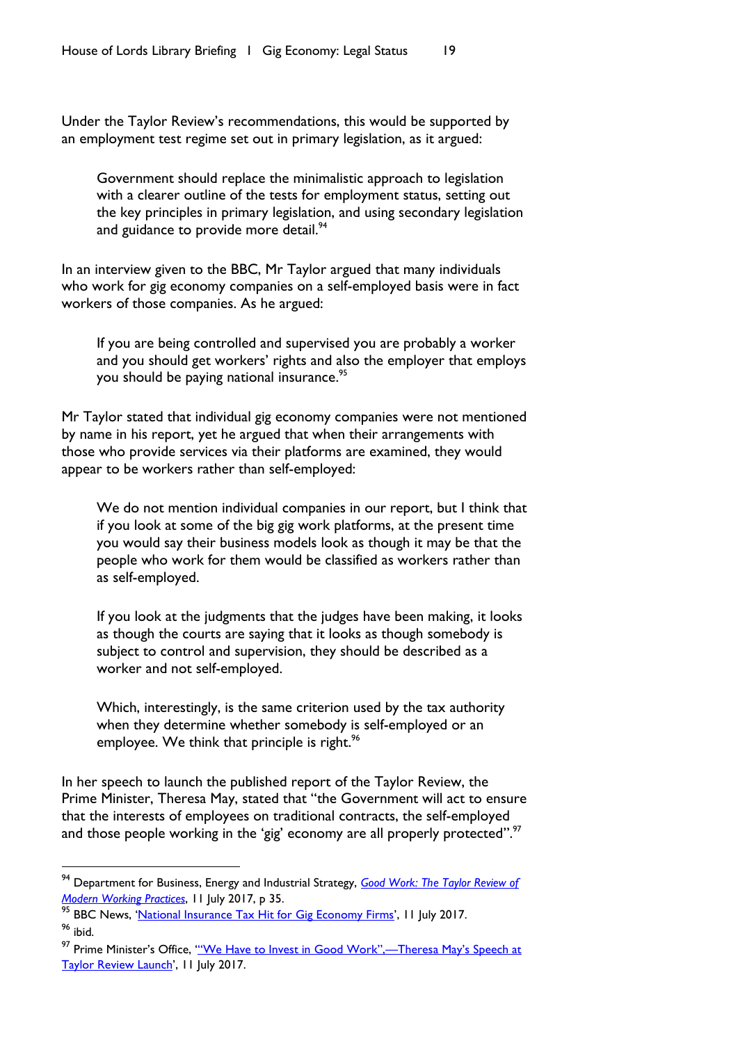Under the Taylor Review's recommendations, this would be supported by an employment test regime set out in primary legislation, as it argued:

> Government should replace the minimalistic approach to legislation with a clearer outline of the tests for employment status, setting out the key principles in primary legislation, and using secondary legislation and guidance to provide more detail.[94]

In an interview given to the BBC, Mr Taylor argued that many individuals who work for gig economy companies on a self-employed basis were in fact workers of those companies. As he argued:

> If you are being controlled and supervised you are probably a worker and you should get workers' rights and also the employer that employs you should be paying national insurance.[95]

Mr Taylor stated that individual gig economy companies were not mentioned by name in his report, yet he argued that when their arrangements with those who provide services via their platforms are examined, they would appear to be workers rather than self-employed:

> We do not mention individual companies in our report, but I think that if you look at some of the big gig work platforms, at the present time you would say their business models look as though it may be that the people who work for them would be classified as workers rather than as self-employed.
>
> If you look at the judgments that the judges have been making, it looks as though the courts are saying that it looks as though somebody is subject to control and supervision, they should be described as a worker and not self-employed.
>
> Which, interestingly, is the same criterion used by the tax authority when they determine whether somebody is self-employed or an employee. We think that principle is right.[96]

In her speech to launch the published report of the Taylor Review, the Prime Minister, Theresa May, stated that "the Government will act to ensure that the interests of employees on traditional contracts, the self-employed and those people working in the 'gig' economy are all properly protected".[97]

---

[94] Department for Business, Energy and Industrial Strategy, *Good Work: The Taylor Review of Modern Working Practices*, 11 July 2017, p 35.

[95] BBC News, 'National Insurance Tax Hit for Gig Economy Firms', 11 July 2017.

[96] ibid.

[97] Prime Minister's Office, '"We Have to Invest in Good Work",—Theresa May's Speech at Taylor Review Launch', 11 July 2017.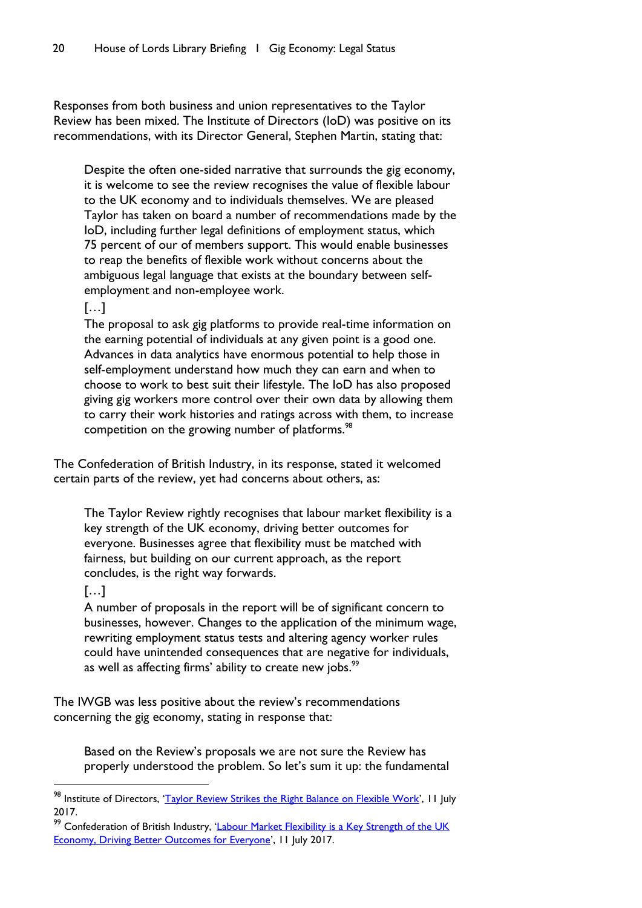Responses from both business and union representatives to the Taylor Review has been mixed. The Institute of Directors (IoD) was positive on its recommendations, with its Director General, Stephen Martin, stating that:

> Despite the often one-sided narrative that surrounds the gig economy, it is welcome to see the review recognises the value of flexible labour to the UK economy and to individuals themselves. We are pleased Taylor has taken on board a number of recommendations made by the IoD, including further legal definitions of employment status, which 75 percent of our of members support. This would enable businesses to reap the benefits of flexible work without concerns about the ambiguous legal language that exists at the boundary between self-employment and non-employee work.
>
> […]
>
> The proposal to ask gig platforms to provide real-time information on the earning potential of individuals at any given point is a good one. Advances in data analytics have enormous potential to help those in self-employment understand how much they can earn and when to choose to work to best suit their lifestyle. The IoD has also proposed giving gig workers more control over their own data by allowing them to carry their work histories and ratings across with them, to increase competition on the growing number of platforms.[98]

The Confederation of British Industry, in its response, stated it welcomed certain parts of the review, yet had concerns about others, as:

> The Taylor Review rightly recognises that labour market flexibility is a key strength of the UK economy, driving better outcomes for everyone. Businesses agree that flexibility must be matched with fairness, but building on our current approach, as the report concludes, is the right way forwards.
>
> […]
>
> A number of proposals in the report will be of significant concern to businesses, however. Changes to the application of the minimum wage, rewriting employment status tests and altering agency worker rules could have unintended consequences that are negative for individuals, as well as affecting firms' ability to create new jobs.[99]

The IWGB was less positive about the review's recommendations concerning the gig economy, stating in response that:

> Based on the Review's proposals we are not sure the Review has properly understood the problem. So let's sum it up: the fundamental

---

[98] Institute of Directors, 'Taylor Review Strikes the Right Balance on Flexible Work', 11 July 2017.

[99] Confederation of British Industry, 'Labour Market Flexibility is a Key Strength of the UK Economy, Driving Better Outcomes for Everyone', 11 July 2017.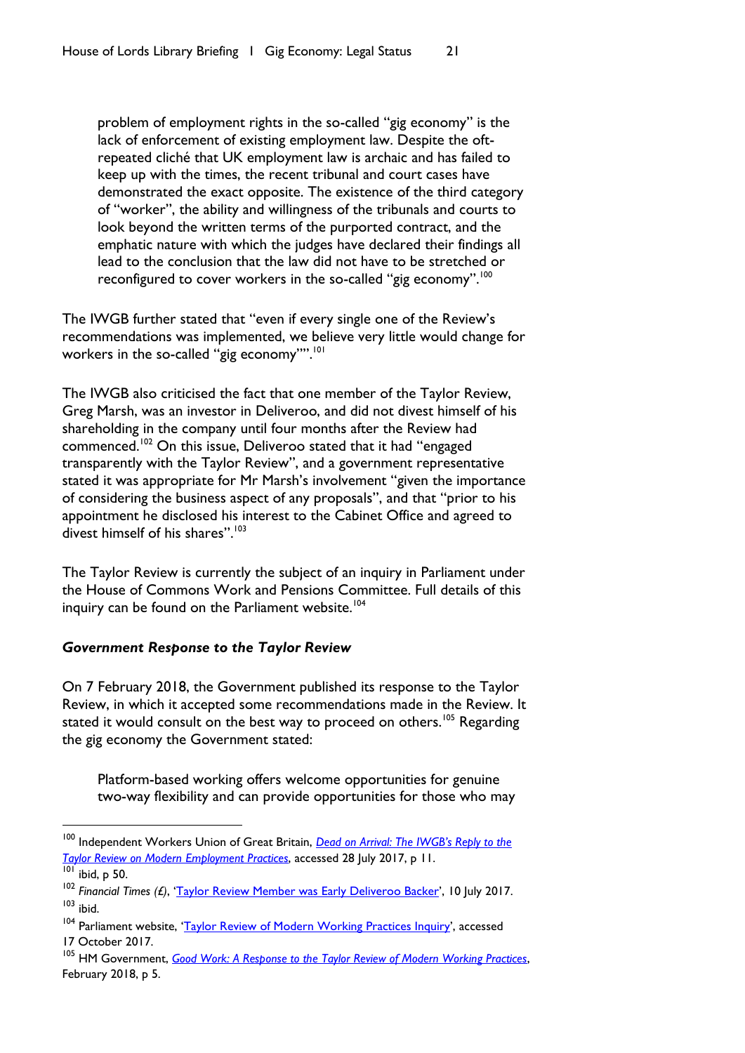> problem of employment rights in the so-called "gig economy" is the lack of enforcement of existing employment law. Despite the oft-repeated cliché that UK employment law is archaic and has failed to keep up with the times, the recent tribunal and court cases have demonstrated the exact opposite. The existence of the third category of "worker", the ability and willingness of the tribunals and courts to look beyond the written terms of the purported contract, and the emphatic nature with which the judges have declared their findings all lead to the conclusion that the law did not have to be stretched or reconfigured to cover workers in the so-called "gig economy".[100]

The IWGB further stated that "even if every single one of the Review's recommendations was implemented, we believe very little would change for workers in the so-called "gig economy"".[101]

The IWGB also criticised the fact that one member of the Taylor Review, Greg Marsh, was an investor in Deliveroo, and did not divest himself of his shareholding in the company until four months after the Review had commenced.[102] On this issue, Deliveroo stated that it had "engaged transparently with the Taylor Review", and a government representative stated it was appropriate for Mr Marsh's involvement "given the importance of considering the business aspect of any proposals", and that "prior to his appointment he disclosed his interest to the Cabinet Office and agreed to divest himself of his shares".[103]

The Taylor Review is currently the subject of an inquiry in Parliament under the House of Commons Work and Pensions Committee. Full details of this inquiry can be found on the Parliament website.[104]

### *Government Response to the Taylor Review*

On 7 February 2018, the Government published its response to the Taylor Review, in which it accepted some recommendations made in the Review. It stated it would consult on the best way to proceed on others.[105] Regarding the gig economy the Government stated:

> Platform-based working offers welcome opportunities for genuine two-way flexibility and can provide opportunities for those who may

---

[100] Independent Workers Union of Great Britain, *Dead on Arrival: The IWGB's Reply to the Taylor Review on Modern Employment Practices*, accessed 28 July 2017, p 11.

[101] ibid, p 50.

[102] *Financial Times (£)*, 'Taylor Review Member was Early Deliveroo Backer', 10 July 2017.

[103] ibid.

[104] Parliament website, 'Taylor Review of Modern Working Practices Inquiry', accessed 17 October 2017.

[105] HM Government, *Good Work: A Response to the Taylor Review of Modern Working Practices*, February 2018, p 5.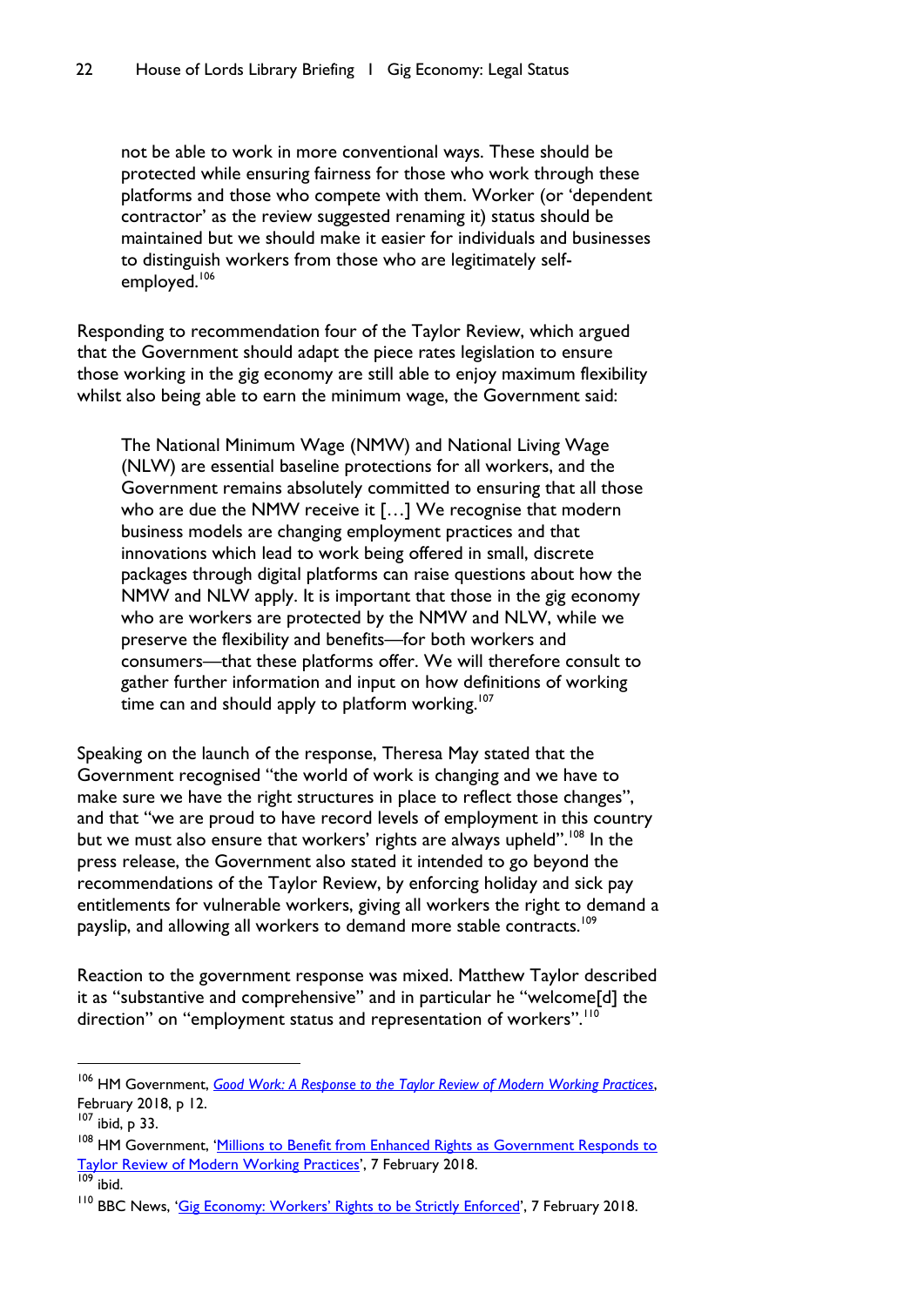> not be able to work in more conventional ways. These should be protected while ensuring fairness for those who work through these platforms and those who compete with them. Worker (or 'dependent contractor' as the review suggested renaming it) status should be maintained but we should make it easier for individuals and businesses to distinguish workers from those who are legitimately self-employed.[106]

Responding to recommendation four of the Taylor Review, which argued that the Government should adapt the piece rates legislation to ensure those working in the gig economy are still able to enjoy maximum flexibility whilst also being able to earn the minimum wage, the Government said:

> The National Minimum Wage (NMW) and National Living Wage (NLW) are essential baseline protections for all workers, and the Government remains absolutely committed to ensuring that all those who are due the NMW receive it […] We recognise that modern business models are changing employment practices and that innovations which lead to work being offered in small, discrete packages through digital platforms can raise questions about how the NMW and NLW apply. It is important that those in the gig economy who are workers are protected by the NMW and NLW, while we preserve the flexibility and benefits—for both workers and consumers—that these platforms offer. We will therefore consult to gather further information and input on how definitions of working time can and should apply to platform working.[107]

Speaking on the launch of the response, Theresa May stated that the Government recognised "the world of work is changing and we have to make sure we have the right structures in place to reflect those changes", and that "we are proud to have record levels of employment in this country but we must also ensure that workers' rights are always upheld".[108] In the press release, the Government also stated it intended to go beyond the recommendations of the Taylor Review, by enforcing holiday and sick pay entitlements for vulnerable workers, giving all workers the right to demand a payslip, and allowing all workers to demand more stable contracts.[109]

Reaction to the government response was mixed. Matthew Taylor described it as "substantive and comprehensive" and in particular he "welcome[d] the direction" on "employment status and representation of workers".[110]

---

[106] HM Government, *Good Work: A Response to the Taylor Review of Modern Working Practices*, February 2018, p 12.

[107] ibid, p 33.

[108] HM Government, 'Millions to Benefit from Enhanced Rights as Government Responds to Taylor Review of Modern Working Practices', 7 February 2018.

[109] ibid.

[110] BBC News, 'Gig Economy: Workers' Rights to be Strictly Enforced', 7 February 2018.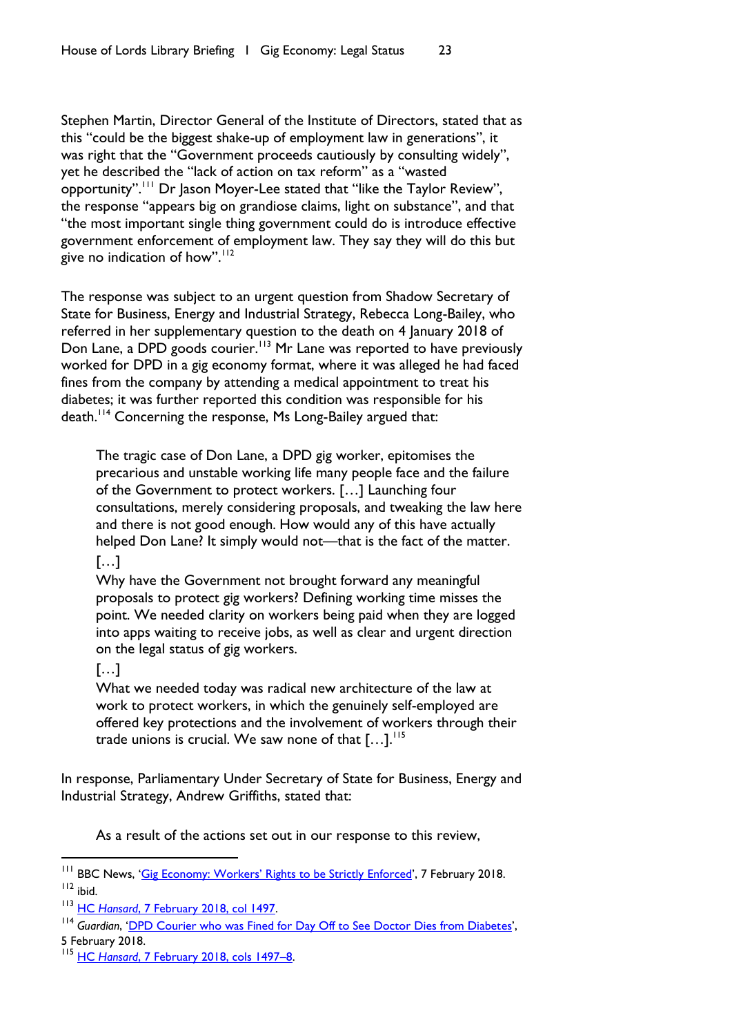Stephen Martin, Director General of the Institute of Directors, stated that as this "could be the biggest shake-up of employment law in generations", it was right that the "Government proceeds cautiously by consulting widely", yet he described the "lack of action on tax reform" as a "wasted opportunity".[111] Dr Jason Moyer-Lee stated that "like the Taylor Review", the response "appears big on grandiose claims, light on substance", and that "the most important single thing government could do is introduce effective government enforcement of employment law. They say they will do this but give no indication of how".[112]

The response was subject to an urgent question from Shadow Secretary of State for Business, Energy and Industrial Strategy, Rebecca Long-Bailey, who referred in her supplementary question to the death on 4 January 2018 of Don Lane, a DPD goods courier.[113] Mr Lane was reported to have previously worked for DPD in a gig economy format, where it was alleged he had faced fines from the company by attending a medical appointment to treat his diabetes; it was further reported this condition was responsible for his death.[114] Concerning the response, Ms Long-Bailey argued that:

> The tragic case of Don Lane, a DPD gig worker, epitomises the precarious and unstable working life many people face and the failure of the Government to protect workers. […] Launching four consultations, merely considering proposals, and tweaking the law here and there is not good enough. How would any of this have actually helped Don Lane? It simply would not—that is the fact of the matter.
>
> […]
>
> Why have the Government not brought forward any meaningful proposals to protect gig workers? Defining working time misses the point. We needed clarity on workers being paid when they are logged into apps waiting to receive jobs, as well as clear and urgent direction on the legal status of gig workers.
>
> […]
>
> What we needed today was radical new architecture of the law at work to protect workers, in which the genuinely self-employed are offered key protections and the involvement of workers through their trade unions is crucial. We saw none of that […].[115]

In response, Parliamentary Under Secretary of State for Business, Energy and Industrial Strategy, Andrew Griffiths, stated that:

> As a result of the actions set out in our response to this review,

---

[111] BBC News, 'Gig Economy: Workers' Rights to be Strictly Enforced', 7 February 2018.

[112] ibid.

[113] HC *Hansard*, 7 February 2018, col 1497.

[114] *Guardian*, 'DPD Courier who was Fined for Day Off to See Doctor Dies from Diabetes', 5 February 2018.

[115] HC *Hansard*, 7 February 2018, cols 1497–8.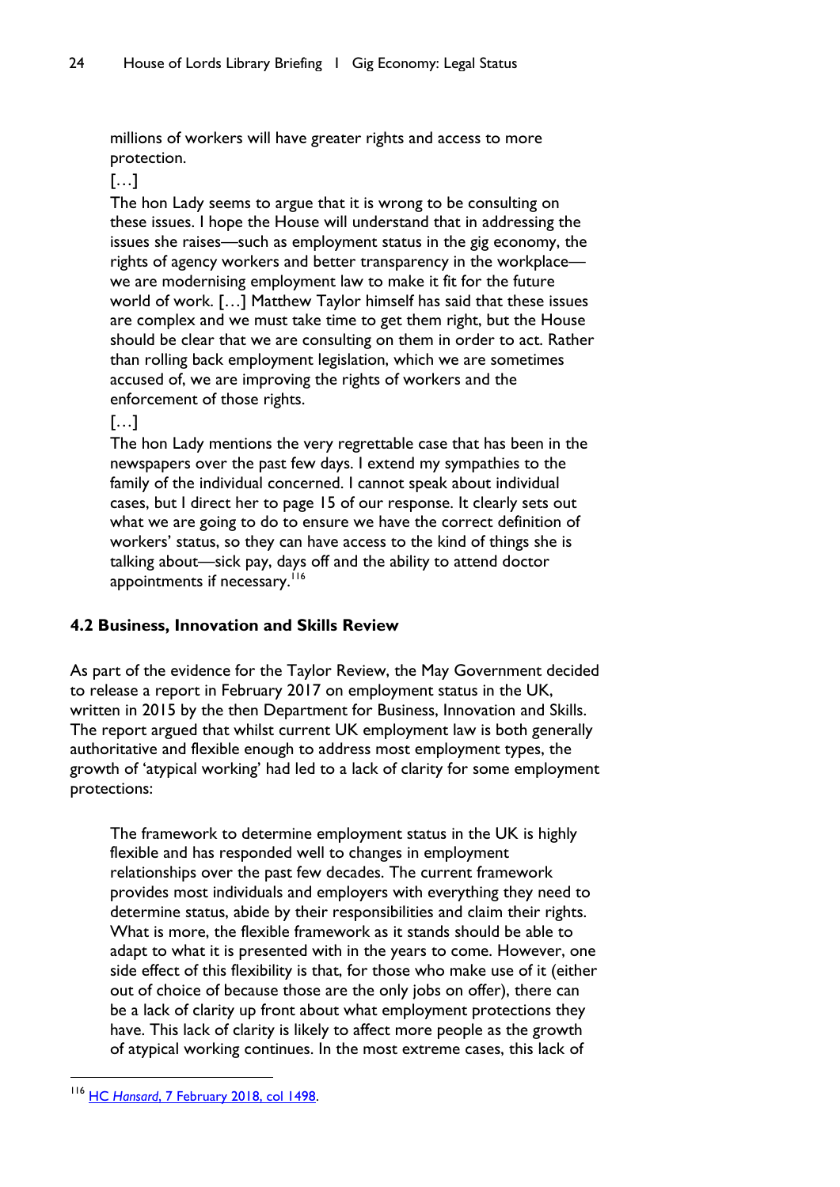> millions of workers will have greater rights and access to more protection.
>
> […]
>
> The hon Lady seems to argue that it is wrong to be consulting on these issues. I hope the House will understand that in addressing the issues she raises—such as employment status in the gig economy, the rights of agency workers and better transparency in the workplace—we are modernising employment law to make it fit for the future world of work. […] Matthew Taylor himself has said that these issues are complex and we must take time to get them right, but the House should be clear that we are consulting on them in order to act. Rather than rolling back employment legislation, which we are sometimes accused of, we are improving the rights of workers and the enforcement of those rights.
>
> […]
>
> The hon Lady mentions the very regrettable case that has been in the newspapers over the past few days. I extend my sympathies to the family of the individual concerned. I cannot speak about individual cases, but I direct her to page 15 of our response. It clearly sets out what we are going to do to ensure we have the correct definition of workers' status, so they can have access to the kind of things she is talking about—sick pay, days off and the ability to attend doctor appointments if necessary.[116]

### 4.2 Business, Innovation and Skills Review

As part of the evidence for the Taylor Review, the May Government decided to release a report in February 2017 on employment status in the UK, written in 2015 by the then Department for Business, Innovation and Skills. The report argued that whilst current UK employment law is both generally authoritative and flexible enough to address most employment types, the growth of 'atypical working' had led to a lack of clarity for some employment protections:

> The framework to determine employment status in the UK is highly flexible and has responded well to changes in employment relationships over the past few decades. The current framework provides most individuals and employers with everything they need to determine status, abide by their responsibilities and claim their rights. What is more, the flexible framework as it stands should be able to adapt to what it is presented with in the years to come. However, one side effect of this flexibility is that, for those who make use of it (either out of choice of because those are the only jobs on offer), there can be a lack of clarity up front about what employment protections they have. This lack of clarity is likely to affect more people as the growth of atypical working continues. In the most extreme cases, this lack of

---

[116] HC *Hansard*, 7 February 2018, col 1498.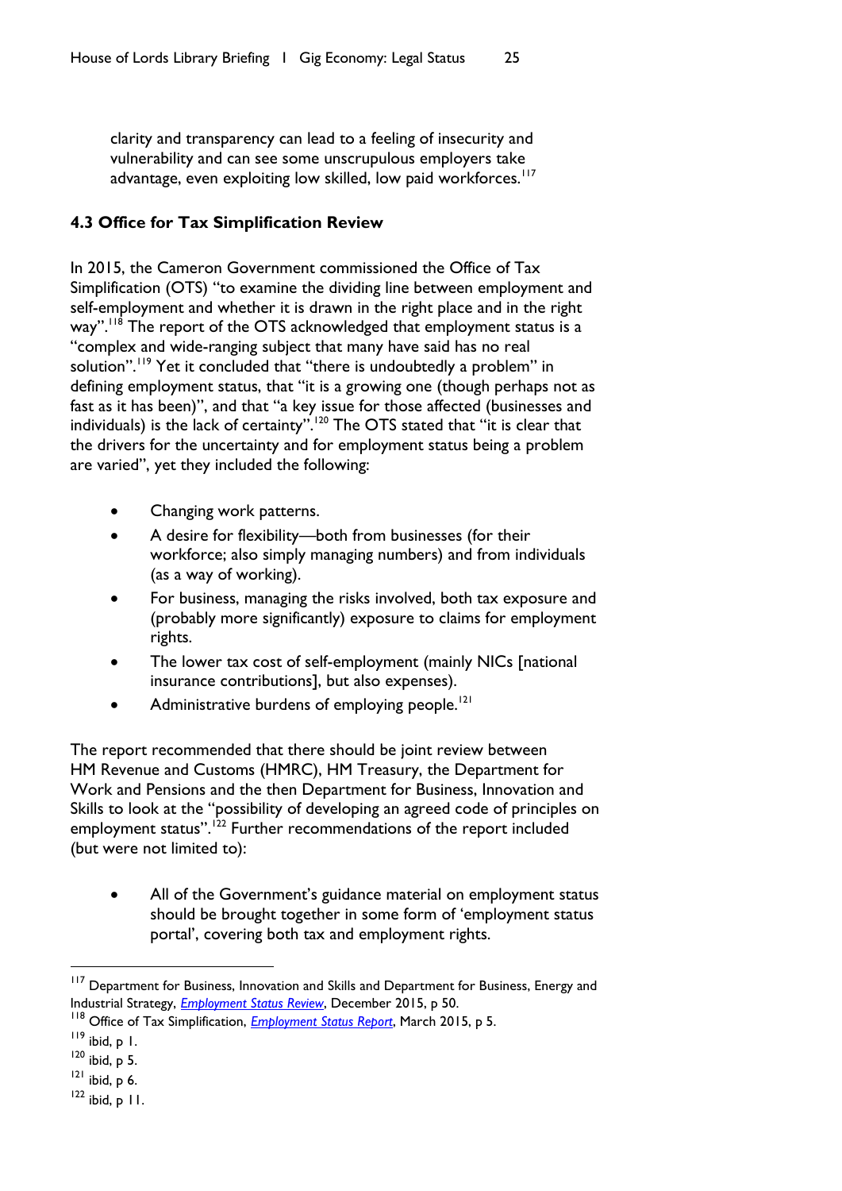> clarity and transparency can lead to a feeling of insecurity and vulnerability and can see some unscrupulous employers take advantage, even exploiting low skilled, low paid workforces.[117]

### 4.3 Office for Tax Simplification Review

In 2015, the Cameron Government commissioned the Office of Tax Simplification (OTS) "to examine the dividing line between employment and self-employment and whether it is drawn in the right place and in the right way".[118] The report of the OTS acknowledged that employment status is a "complex and wide-ranging subject that many have said has no real solution".[119] Yet it concluded that "there is undoubtedly a problem" in defining employment status, that "it is a growing one (though perhaps not as fast as it has been)", and that "a key issue for those affected (businesses and individuals) is the lack of certainty".[120] The OTS stated that "it is clear that the drivers for the uncertainty and for employment status being a problem are varied", yet they included the following:

- Changing work patterns.
- A desire for flexibility—both from businesses (for their workforce; also simply managing numbers) and from individuals (as a way of working).
- For business, managing the risks involved, both tax exposure and (probably more significantly) exposure to claims for employment rights.
- The lower tax cost of self-employment (mainly NICs [national insurance contributions], but also expenses).
- Administrative burdens of employing people.[121]

The report recommended that there should be joint review between HM Revenue and Customs (HMRC), HM Treasury, the Department for Work and Pensions and the then Department for Business, Innovation and Skills to look at the "possibility of developing an agreed code of principles on employment status".[122] Further recommendations of the report included (but were not limited to):

- All of the Government's guidance material on employment status should be brought together in some form of 'employment status portal', covering both tax and employment rights.

---

[117] Department for Business, Innovation and Skills and Department for Business, Energy and Industrial Strategy, *Employment Status Review*, December 2015, p 50.
[118] Office of Tax Simplification, *Employment Status Report*, March 2015, p 5.
[119] ibid, p 1.
[120] ibid, p 5.
[121] ibid, p 6.
[122] ibid, p 11.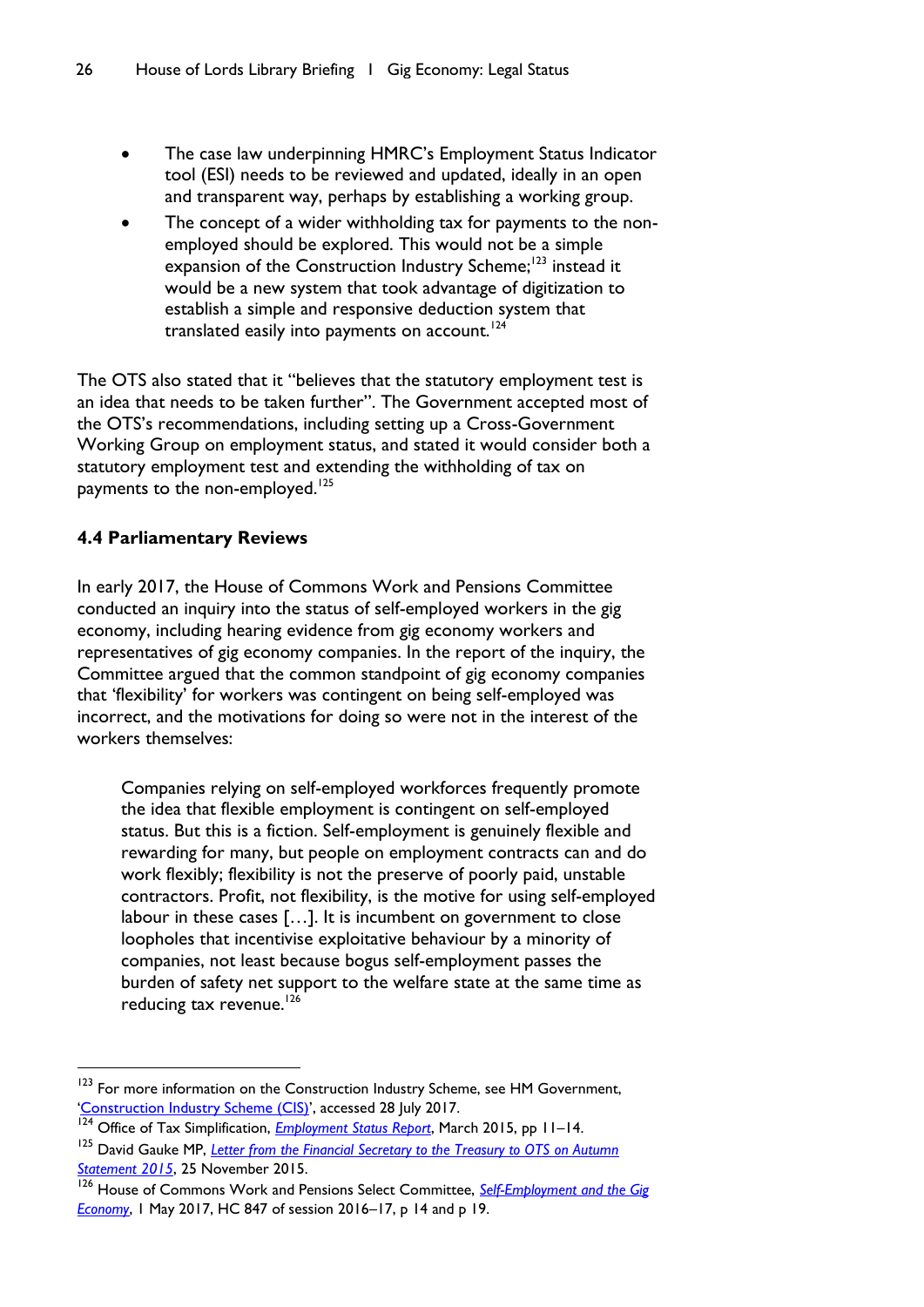- The case law underpinning HMRC's Employment Status Indicator tool (ESI) needs to be reviewed and updated, ideally in an open and transparent way, perhaps by establishing a working group.
- The concept of a wider withholding tax for payments to the non-employed should be explored. This would not be a simple expansion of the Construction Industry Scheme;[123] instead it would be a new system that took advantage of digitization to establish a simple and responsive deduction system that translated easily into payments on account.[124]

The OTS also stated that it "believes that the statutory employment test is an idea that needs to be taken further". The Government accepted most of the OTS's recommendations, including setting up a Cross-Government Working Group on employment status, and stated it would consider both a statutory employment test and extending the withholding of tax on payments to the non-employed.[125]

### 4.4 Parliamentary Reviews

In early 2017, the House of Commons Work and Pensions Committee conducted an inquiry into the status of self-employed workers in the gig economy, including hearing evidence from gig economy workers and representatives of gig economy companies. In the report of the inquiry, the Committee argued that the common standpoint of gig economy companies that 'flexibility' for workers was contingent on being self-employed was incorrect, and the motivations for doing so were not in the interest of the workers themselves:

> Companies relying on self-employed workforces frequently promote the idea that flexible employment is contingent on self-employed status. But this is a fiction. Self-employment is genuinely flexible and rewarding for many, but people on employment contracts can and do work flexibly; flexibility is not the preserve of poorly paid, unstable contractors. Profit, not flexibility, is the motive for using self-employed labour in these cases […]. It is incumbent on government to close loopholes that incentivise exploitative behaviour by a minority of companies, not least because bogus self-employment passes the burden of safety net support to the welfare state at the same time as reducing tax revenue.[126]

---

[123] For more information on the Construction Industry Scheme, see HM Government, '[Construction Industry Scheme (CIS)](https://www.gov.uk/what-is-the-construction-industry-scheme)', accessed 28 July 2017.

[124] Office of Tax Simplification, *Employment Status Report*, March 2015, pp 11–14.

[125] David Gauke MP, *Letter from the Financial Secretary to the Treasury to OTS on Autumn Statement 2015*, 25 November 2015.

[126] House of Commons Work and Pensions Select Committee, *Self-Employment and the Gig Economy*, 1 May 2017, HC 847 of session 2016–17, p 14 and p 19.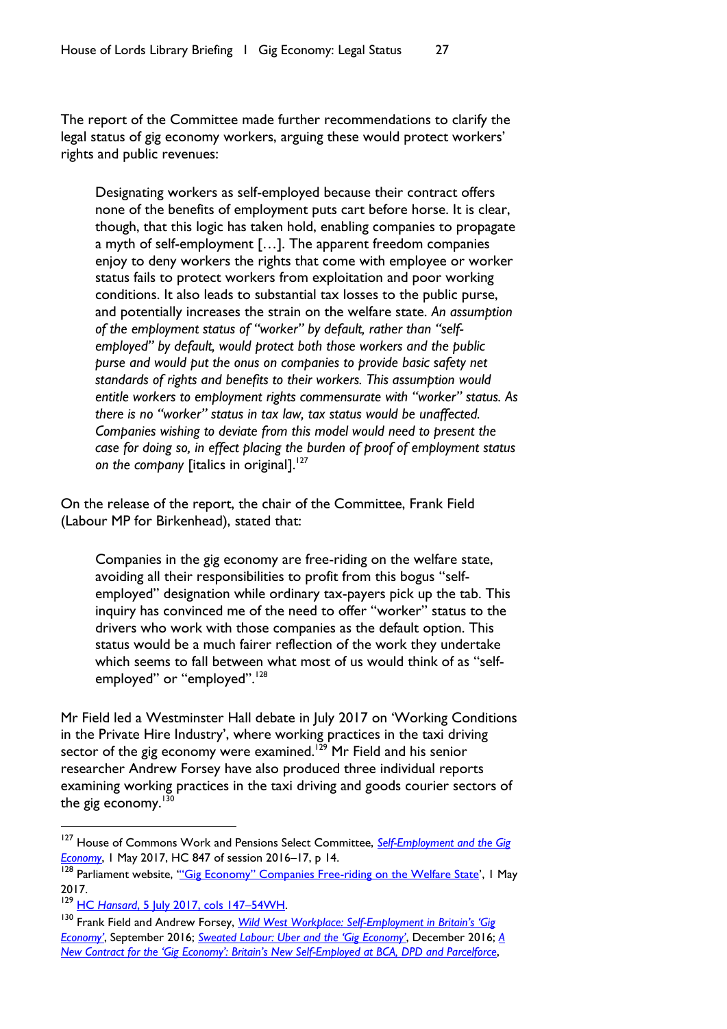The report of the Committee made further recommendations to clarify the legal status of gig economy workers, arguing these would protect workers' rights and public revenues:

> Designating workers as self-employed because their contract offers none of the benefits of employment puts cart before horse. It is clear, though, that this logic has taken hold, enabling companies to propagate a myth of self-employment […]. The apparent freedom companies enjoy to deny workers the rights that come with employee or worker status fails to protect workers from exploitation and poor working conditions. It also leads to substantial tax losses to the public purse, and potentially increases the strain on the welfare state. *An assumption of the employment status of "worker" by default, rather than "self-employed" by default, would protect both those workers and the public purse and would put the onus on companies to provide basic safety net standards of rights and benefits to their workers. This assumption would entitle workers to employment rights commensurate with "worker" status. As there is no "worker" status in tax law, tax status would be unaffected. Companies wishing to deviate from this model would need to present the case for doing so, in effect placing the burden of proof of employment status on the company* [italics in original].[127]

On the release of the report, the chair of the Committee, Frank Field (Labour MP for Birkenhead), stated that:

> Companies in the gig economy are free-riding on the welfare state, avoiding all their responsibilities to profit from this bogus "self-employed" designation while ordinary tax-payers pick up the tab. This inquiry has convinced me of the need to offer "worker" status to the drivers who work with those companies as the default option. This status would be a much fairer reflection of the work they undertake which seems to fall between what most of us would think of as "self-employed" or "employed".[128]

Mr Field led a Westminster Hall debate in July 2017 on 'Working Conditions in the Private Hire Industry', where working practices in the taxi driving sector of the gig economy were examined.[129] Mr Field and his senior researcher Andrew Forsey have also produced three individual reports examining working practices in the taxi driving and goods courier sectors of the gig economy.[130]

---

[127] House of Commons Work and Pensions Select Committee, *Self-Employment and the Gig Economy*, 1 May 2017, HC 847 of session 2016–17, p 14.

[128] Parliament website, '"Gig Economy" Companies Free-riding on the Welfare State', 1 May 2017.

[129] *HC Hansard*, 5 July 2017, cols 147–54WH.

[130] Frank Field and Andrew Forsey, *Wild West Workplace: Self-Employment in Britain's 'Gig Economy'*, September 2016; *Sweated Labour: Uber and the 'Gig Economy'*, December 2016; *A New Contract for the 'Gig Economy': Britain's New Self-Employed at BCA, DPD and Parcelforce*,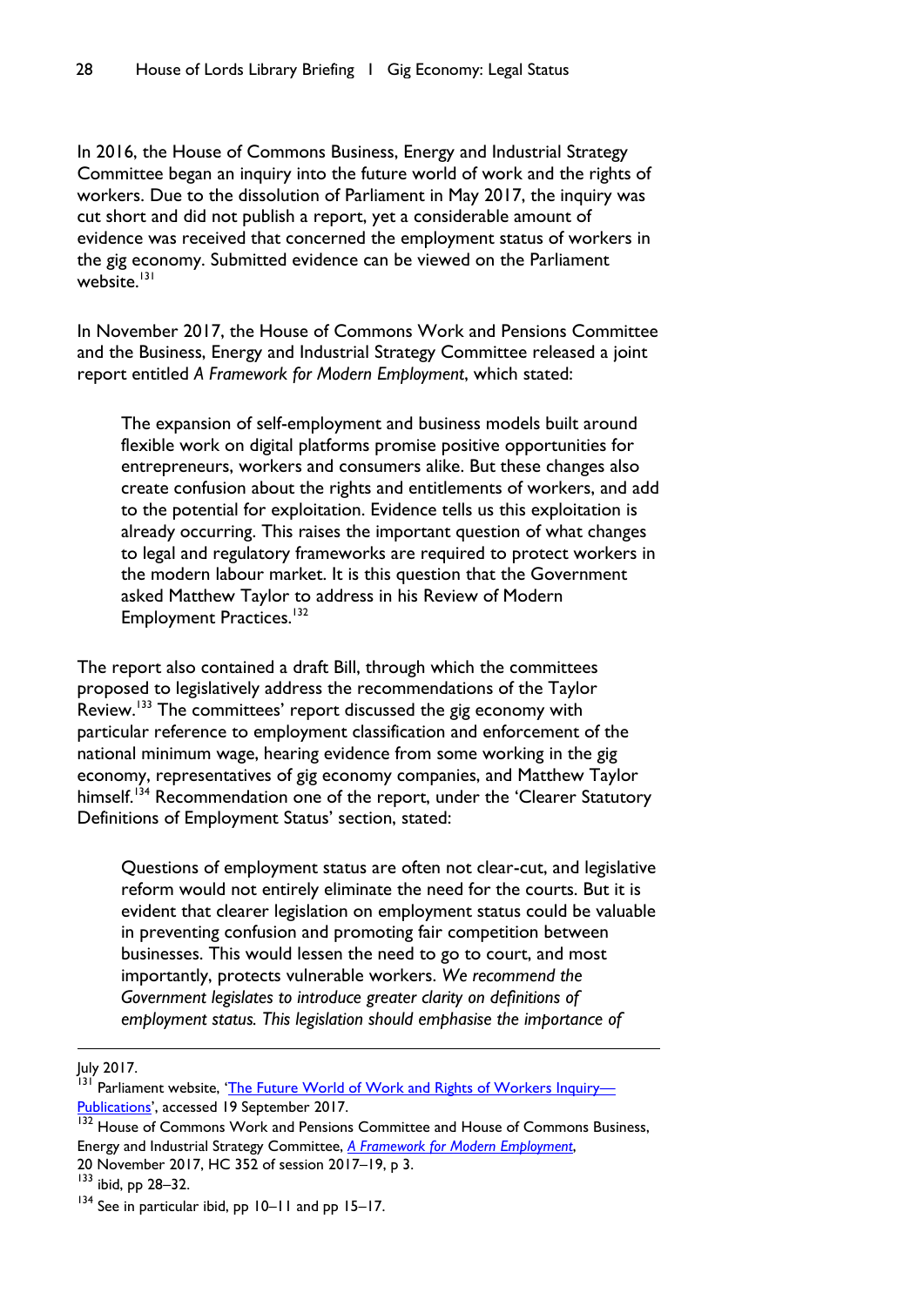In 2016, the House of Commons Business, Energy and Industrial Strategy Committee began an inquiry into the future world of work and the rights of workers. Due to the dissolution of Parliament in May 2017, the inquiry was cut short and did not publish a report, yet a considerable amount of evidence was received that concerned the employment status of workers in the gig economy. Submitted evidence can be viewed on the Parliament website.[131]

In November 2017, the House of Commons Work and Pensions Committee and the Business, Energy and Industrial Strategy Committee released a joint report entitled *A Framework for Modern Employment*, which stated:

> The expansion of self-employment and business models built around flexible work on digital platforms promise positive opportunities for entrepreneurs, workers and consumers alike. But these changes also create confusion about the rights and entitlements of workers, and add to the potential for exploitation. Evidence tells us this exploitation is already occurring. This raises the important question of what changes to legal and regulatory frameworks are required to protect workers in the modern labour market. It is this question that the Government asked Matthew Taylor to address in his Review of Modern Employment Practices.[132]

The report also contained a draft Bill, through which the committees proposed to legislatively address the recommendations of the Taylor Review.[133] The committees' report discussed the gig economy with particular reference to employment classification and enforcement of the national minimum wage, hearing evidence from some working in the gig economy, representatives of gig economy companies, and Matthew Taylor himself.[134] Recommendation one of the report, under the 'Clearer Statutory Definitions of Employment Status' section, stated:

> Questions of employment status are often not clear-cut, and legislative reform would not entirely eliminate the need for the courts. But it is evident that clearer legislation on employment status could be valuable in preventing confusion and promoting fair competition between businesses. This would lessen the need to go to court, and most importantly, protects vulnerable workers. *We recommend the Government legislates to introduce greater clarity on definitions of employment status. This legislation should emphasise the importance of*

---

July 2017.

[131] Parliament website, '[The Future World of Work and Rights of Workers Inquiry—Publications]', accessed 19 September 2017.

[132] House of Commons Work and Pensions Committee and House of Commons Business, Energy and Industrial Strategy Committee, *[A Framework for Modern Employment]*, 20 November 2017, HC 352 of session 2017–19, p 3.

[133] ibid, pp 28–32.

[134] See in particular ibid, pp 10–11 and pp 15–17.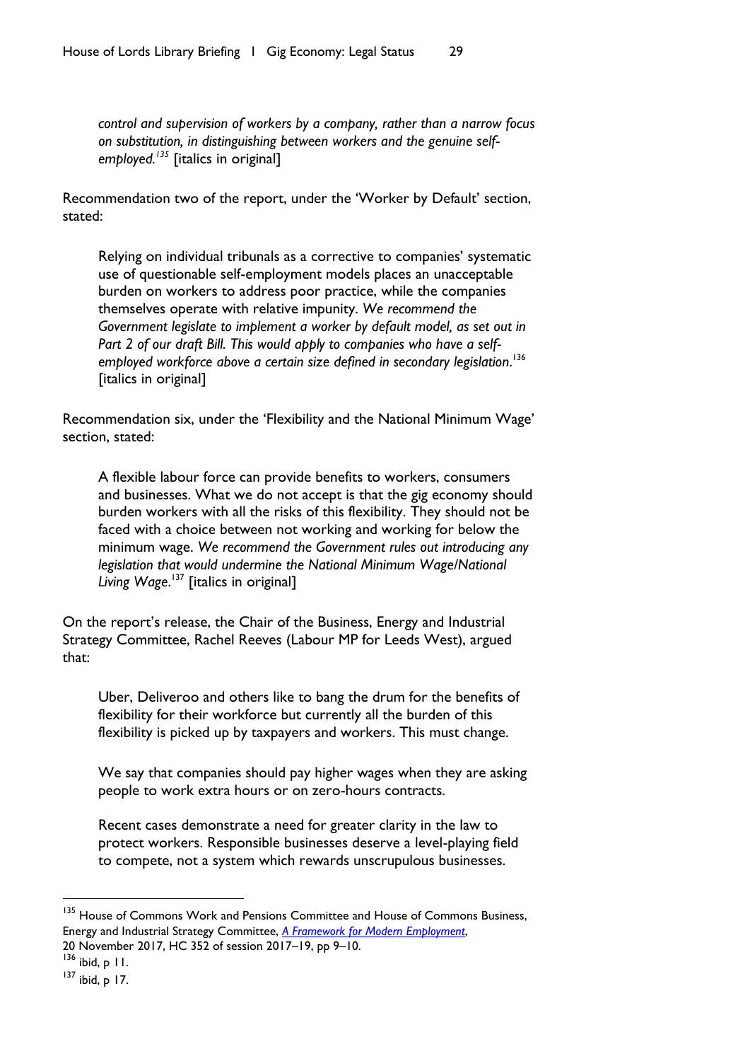> *control and supervision of workers by a company, rather than a narrow focus on substitution, in distinguishing between workers and the genuine self-employed.*[135] [italics in original]

Recommendation two of the report, under the 'Worker by Default' section, stated:

> Relying on individual tribunals as a corrective to companies' systematic use of questionable self-employment models places an unacceptable burden on workers to address poor practice, while the companies themselves operate with relative impunity. *We recommend the Government legislate to implement a worker by default model, as set out in Part 2 of our draft Bill. This would apply to companies who have a self-employed workforce above a certain size defined in secondary legislation.*[136] [italics in original]

Recommendation six, under the 'Flexibility and the National Minimum Wage' section, stated:

> A flexible labour force can provide benefits to workers, consumers and businesses. What we do not accept is that the gig economy should burden workers with all the risks of this flexibility. They should not be faced with a choice between not working and working for below the minimum wage. *We recommend the Government rules out introducing any legislation that would undermine the National Minimum Wage/National Living Wage.*[137] [italics in original]

On the report's release, the Chair of the Business, Energy and Industrial Strategy Committee, Rachel Reeves (Labour MP for Leeds West), argued that:

> Uber, Deliveroo and others like to bang the drum for the benefits of flexibility for their workforce but currently all the burden of this flexibility is picked up by taxpayers and workers. This must change.
>
> We say that companies should pay higher wages when they are asking people to work extra hours or on zero-hours contracts.
>
> Recent cases demonstrate a need for greater clarity in the law to protect workers. Responsible businesses deserve a level-playing field to compete, not a system which rewards unscrupulous businesses.

---

[135] House of Commons Work and Pensions Committee and House of Commons Business, Energy and Industrial Strategy Committee, *A Framework for Modern Employment*, 20 November 2017, HC 352 of session 2017–19, pp 9–10.

[136] ibid, p 11.

[137] ibid, p 17.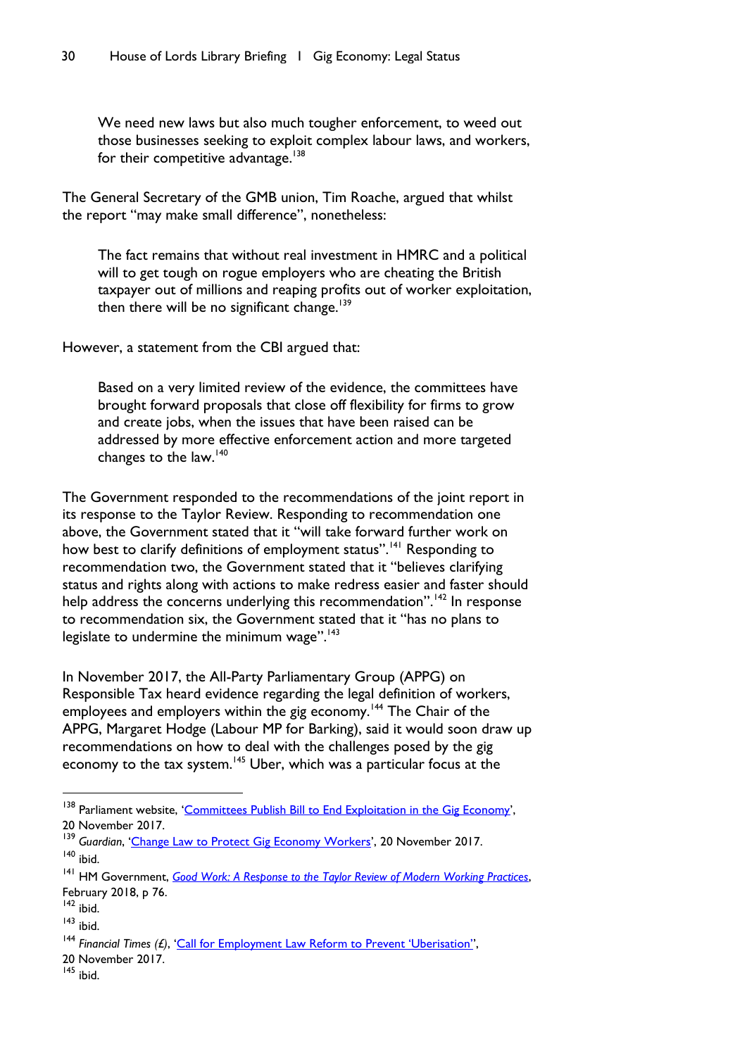> We need new laws but also much tougher enforcement, to weed out those businesses seeking to exploit complex labour laws, and workers, for their competitive advantage.[138]

The General Secretary of the GMB union, Tim Roache, argued that whilst the report "may make small difference", nonetheless:

> The fact remains that without real investment in HMRC and a political will to get tough on rogue employers who are cheating the British taxpayer out of millions and reaping profits out of worker exploitation, then there will be no significant change.[139]

However, a statement from the CBI argued that:

> Based on a very limited review of the evidence, the committees have brought forward proposals that close off flexibility for firms to grow and create jobs, when the issues that have been raised can be addressed by more effective enforcement action and more targeted changes to the law.[140]

The Government responded to the recommendations of the joint report in its response to the Taylor Review. Responding to recommendation one above, the Government stated that it "will take forward further work on how best to clarify definitions of employment status".[141] Responding to recommendation two, the Government stated that it "believes clarifying status and rights along with actions to make redress easier and faster should help address the concerns underlying this recommendation".[142] In response to recommendation six, the Government stated that it "has no plans to legislate to undermine the minimum wage".[143]

In November 2017, the All-Party Parliamentary Group (APPG) on Responsible Tax heard evidence regarding the legal definition of workers, employees and employers within the gig economy.[144] The Chair of the APPG, Margaret Hodge (Labour MP for Barking), said it would soon draw up recommendations on how to deal with the challenges posed by the gig economy to the tax system.[145] Uber, which was a particular focus at the

---

[138] Parliament website, 'Committees Publish Bill to End Exploitation in the Gig Economy', 20 November 2017.

[139] *Guardian*, 'Change Law to Protect Gig Economy Workers', 20 November 2017.

[140] ibid.

[141] HM Government, *Good Work: A Response to the Taylor Review of Modern Working Practices*, February 2018, p 76.

[142] ibid.

[143] ibid.

[144] *Financial Times (£)*, 'Call for Employment Law Reform to Prevent 'Uberisation'', 20 November 2017.

[145] ibid.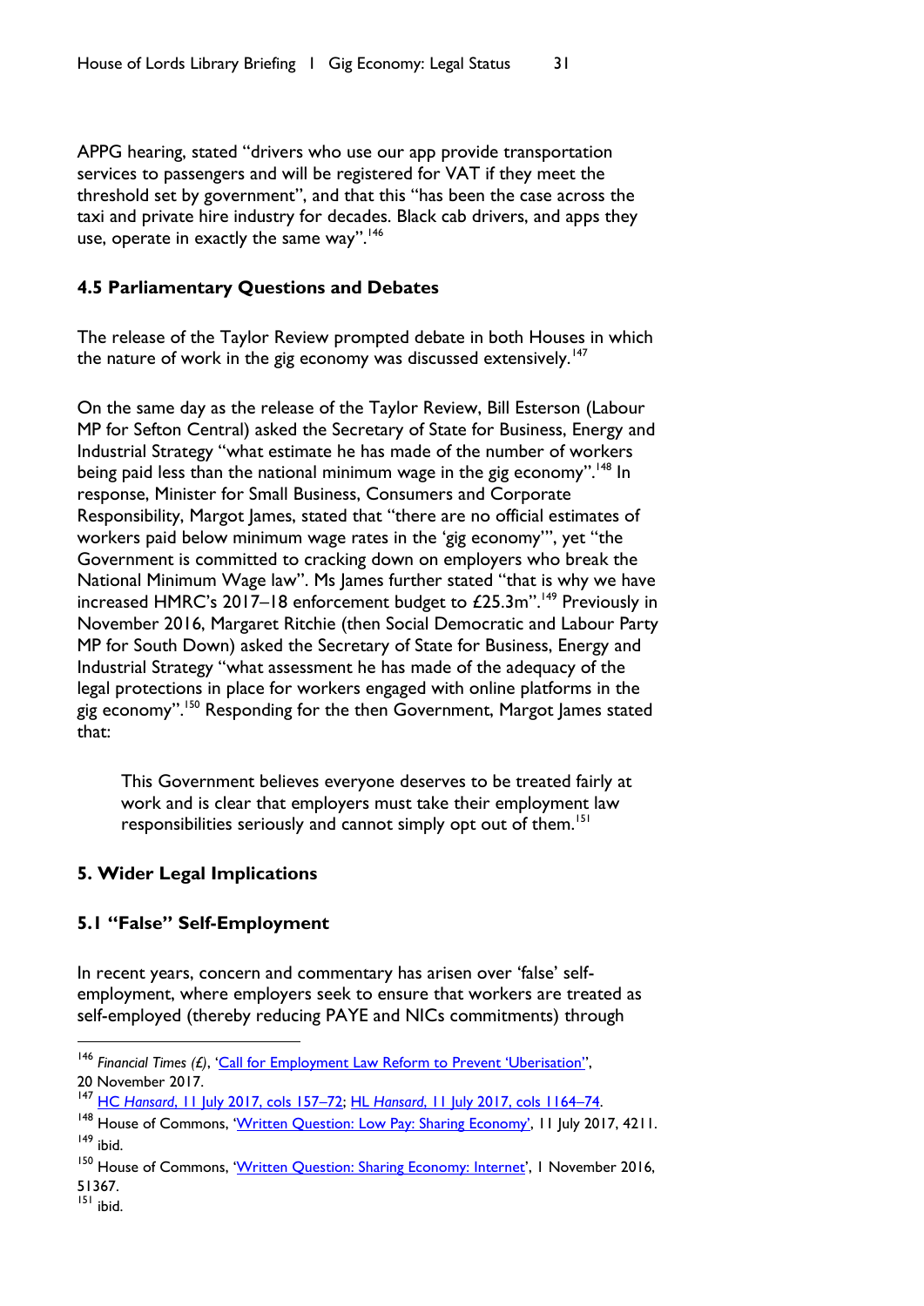APPG hearing, stated "drivers who use our app provide transportation services to passengers and will be registered for VAT if they meet the threshold set by government", and that this "has been the case across the taxi and private hire industry for decades. Black cab drivers, and apps they use, operate in exactly the same way".[146]

### 4.5 Parliamentary Questions and Debates

The release of the Taylor Review prompted debate in both Houses in which the nature of work in the gig economy was discussed extensively.[147]

On the same day as the release of the Taylor Review, Bill Esterson (Labour MP for Sefton Central) asked the Secretary of State for Business, Energy and Industrial Strategy "what estimate he has made of the number of workers being paid less than the national minimum wage in the gig economy".[148] In response, Minister for Small Business, Consumers and Corporate Responsibility, Margot James, stated that "there are no official estimates of workers paid below minimum wage rates in the 'gig economy'", yet "the Government is committed to cracking down on employers who break the National Minimum Wage law". Ms James further stated "that is why we have increased HMRC's 2017–18 enforcement budget to £25.3m".[149] Previously in November 2016, Margaret Ritchie (then Social Democratic and Labour Party MP for South Down) asked the Secretary of State for Business, Energy and Industrial Strategy "what assessment he has made of the adequacy of the legal protections in place for workers engaged with online platforms in the gig economy".[150] Responding for the then Government, Margot James stated that:

> This Government believes everyone deserves to be treated fairly at work and is clear that employers must take their employment law responsibilities seriously and cannot simply opt out of them.[151]

## 5. Wider Legal Implications

### 5.1 "False" Self-Employment

In recent years, concern and commentary has arisen over 'false' self-employment, where employers seek to ensure that workers are treated as self-employed (thereby reducing PAYE and NICs commitments) through

---

[146] *Financial Times (£)*, 'Call for Employment Law Reform to Prevent 'Uberisation'', 20 November 2017.

[147] HC *Hansard*, 11 July 2017, cols 157–72; HL *Hansard*, 11 July 2017, cols 1164–74.

[148] House of Commons, 'Written Question: Low Pay: Sharing Economy', 11 July 2017, 4211.

[149] ibid.

[150] House of Commons, 'Written Question: Sharing Economy: Internet', 1 November 2016, 51367.

[151] ibid.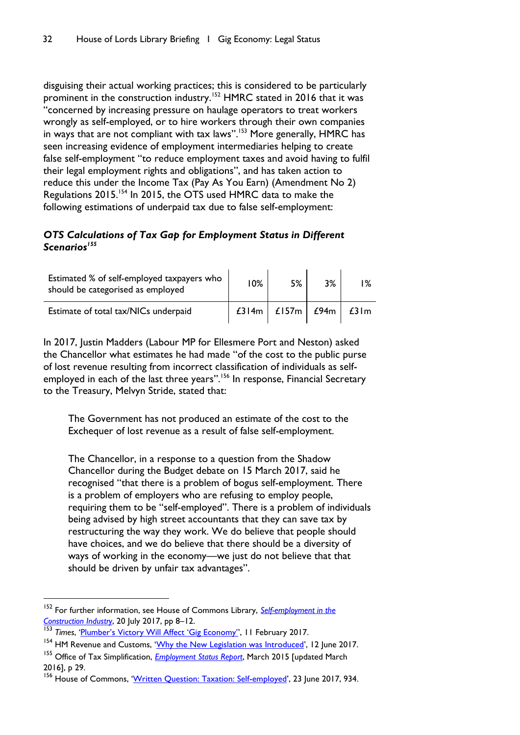disguising their actual working practices; this is considered to be particularly prominent in the construction industry.[152] HMRC stated in 2016 that it was "concerned by increasing pressure on haulage operators to treat workers wrongly as self-employed, or to hire workers through their own companies in ways that are not compliant with tax laws".[153] More generally, HMRC has seen increasing evidence of employment intermediaries helping to create false self-employment "to reduce employment taxes and avoid having to fulfil their legal employment rights and obligations", and has taken action to reduce this under the Income Tax (Pay As You Earn) (Amendment No 2) Regulations 2015.[154] In 2015, the OTS used HMRC data to make the following estimations of underpaid tax due to false self-employment:

***OTS Calculations of Tax Gap for Employment Status in Different Scenarios***[155]

| Estimated % of self-employed taxpayers who should be categorised as employed | 10% | 5% | 3% | 1% |
|---|---|---|---|---|
| Estimate of total tax/NICs underpaid | £314m | £157m | £94m | £31m |

In 2017, Justin Madders (Labour MP for Ellesmere Port and Neston) asked the Chancellor what estimates he had made "of the cost to the public purse of lost revenue resulting from incorrect classification of individuals as self-employed in each of the last three years".[156] In response, Financial Secretary to the Treasury, Melvyn Stride, stated that:

> The Government has not produced an estimate of the cost to the Exchequer of lost revenue as a result of false self-employment.
>
> The Chancellor, in a response to a question from the Shadow Chancellor during the Budget debate on 15 March 2017, said he recognised "that there is a problem of bogus self-employment. There is a problem of employers who are refusing to employ people, requiring them to be "self-employed". There is a problem of individuals being advised by high street accountants that they can save tax by restructuring the way they work. We do believe that people should have choices, and we do believe that there should be a diversity of ways of working in the economy—we just do not believe that that should be driven by unfair tax advantages".

---

[152] For further information, see House of Commons Library, *Self-employment in the Construction Industry*, 20 July 2017, pp 8–12.

[153] *Times*, 'Plumber's Victory Will Affect 'Gig Economy'', 11 February 2017.

[154] HM Revenue and Customs, 'Why the New Legislation was Introduced', 12 June 2017.

[155] Office of Tax Simplification, *Employment Status Report*, March 2015 [updated March 2016], p 29.

[156] House of Commons, 'Written Question: Taxation: Self-employed', 23 June 2017, 934.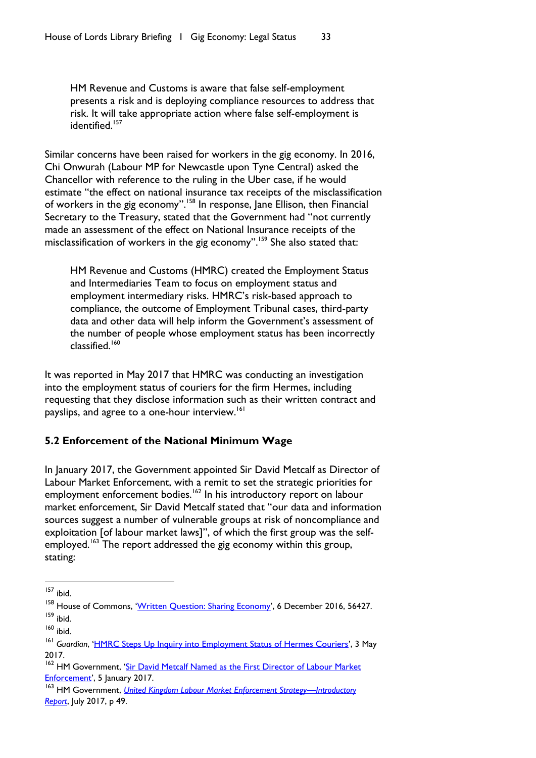> HM Revenue and Customs is aware that false self-employment presents a risk and is deploying compliance resources to address that risk. It will take appropriate action where false self-employment is identified.[157]

Similar concerns have been raised for workers in the gig economy. In 2016, Chi Onwurah (Labour MP for Newcastle upon Tyne Central) asked the Chancellor with reference to the ruling in the Uber case, if he would estimate "the effect on national insurance tax receipts of the misclassification of workers in the gig economy".[158] In response, Jane Ellison, then Financial Secretary to the Treasury, stated that the Government had "not currently made an assessment of the effect on National Insurance receipts of the misclassification of workers in the gig economy".[159] She also stated that:

> HM Revenue and Customs (HMRC) created the Employment Status and Intermediaries Team to focus on employment status and employment intermediary risks. HMRC's risk-based approach to compliance, the outcome of Employment Tribunal cases, third-party data and other data will help inform the Government's assessment of the number of people whose employment status has been incorrectly classified.[160]

It was reported in May 2017 that HMRC was conducting an investigation into the employment status of couriers for the firm Hermes, including requesting that they disclose information such as their written contract and payslips, and agree to a one-hour interview.[161]

### 5.2 Enforcement of the National Minimum Wage

In January 2017, the Government appointed Sir David Metcalf as Director of Labour Market Enforcement, with a remit to set the strategic priorities for employment enforcement bodies.[162] In his introductory report on labour market enforcement, Sir David Metcalf stated that "our data and information sources suggest a number of vulnerable groups at risk of noncompliance and exploitation [of labour market laws]", of which the first group was the self-employed.[163] The report addressed the gig economy within this group, stating:

---

[157] ibid.

[158] House of Commons, 'Written Question: Sharing Economy', 6 December 2016, 56427.

[159] ibid.

[160] ibid.

[161] *Guardian*, 'HMRC Steps Up Inquiry into Employment Status of Hermes Couriers', 3 May 2017.

[162] HM Government, 'Sir David Metcalf Named as the First Director of Labour Market Enforcement', 5 January 2017.

[163] HM Government, *United Kingdom Labour Market Enforcement Strategy—Introductory Report*, July 2017, p 49.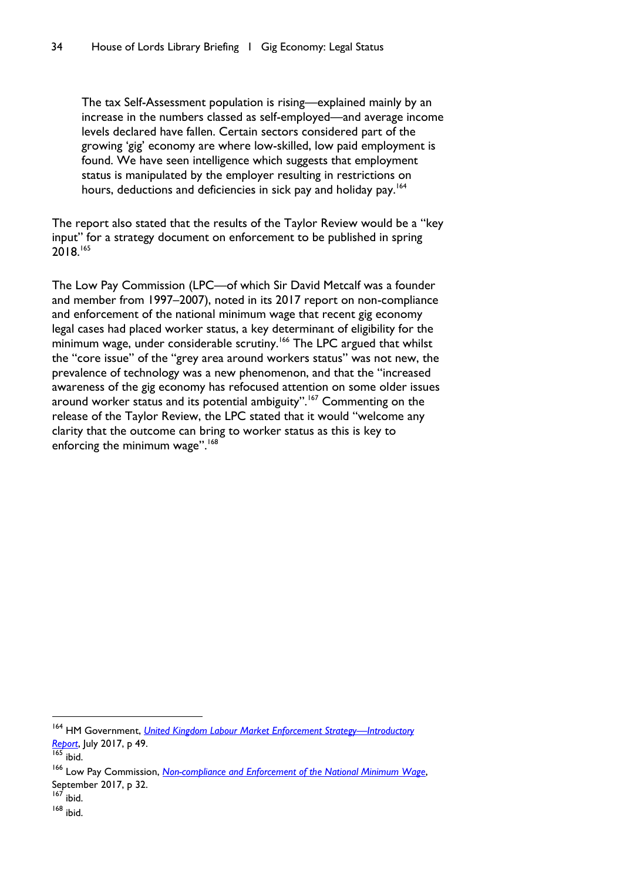> The tax Self-Assessment population is rising—explained mainly by an increase in the numbers classed as self-employed—and average income levels declared have fallen. Certain sectors considered part of the growing 'gig' economy are where low-skilled, low paid employment is found. We have seen intelligence which suggests that employment status is manipulated by the employer resulting in restrictions on hours, deductions and deficiencies in sick pay and holiday pay.[164]

The report also stated that the results of the Taylor Review would be a "key input" for a strategy document on enforcement to be published in spring 2018.[165]

The Low Pay Commission (LPC—of which Sir David Metcalf was a founder and member from 1997–2007), noted in its 2017 report on non-compliance and enforcement of the national minimum wage that recent gig economy legal cases had placed worker status, a key determinant of eligibility for the minimum wage, under considerable scrutiny.[166] The LPC argued that whilst the "core issue" of the "grey area around workers status" was not new, the prevalence of technology was a new phenomenon, and that the "increased awareness of the gig economy has refocused attention on some older issues around worker status and its potential ambiguity".[167] Commenting on the release of the Taylor Review, the LPC stated that it would "welcome any clarity that the outcome can bring to worker status as this is key to enforcing the minimum wage".[168]

---

[164] HM Government, *United Kingdom Labour Market Enforcement Strategy—Introductory Report*, July 2017, p 49.

[165] ibid.

[166] Low Pay Commission, *Non-compliance and Enforcement of the National Minimum Wage*, September 2017, p 32.

[167] ibid.

[168] ibid.